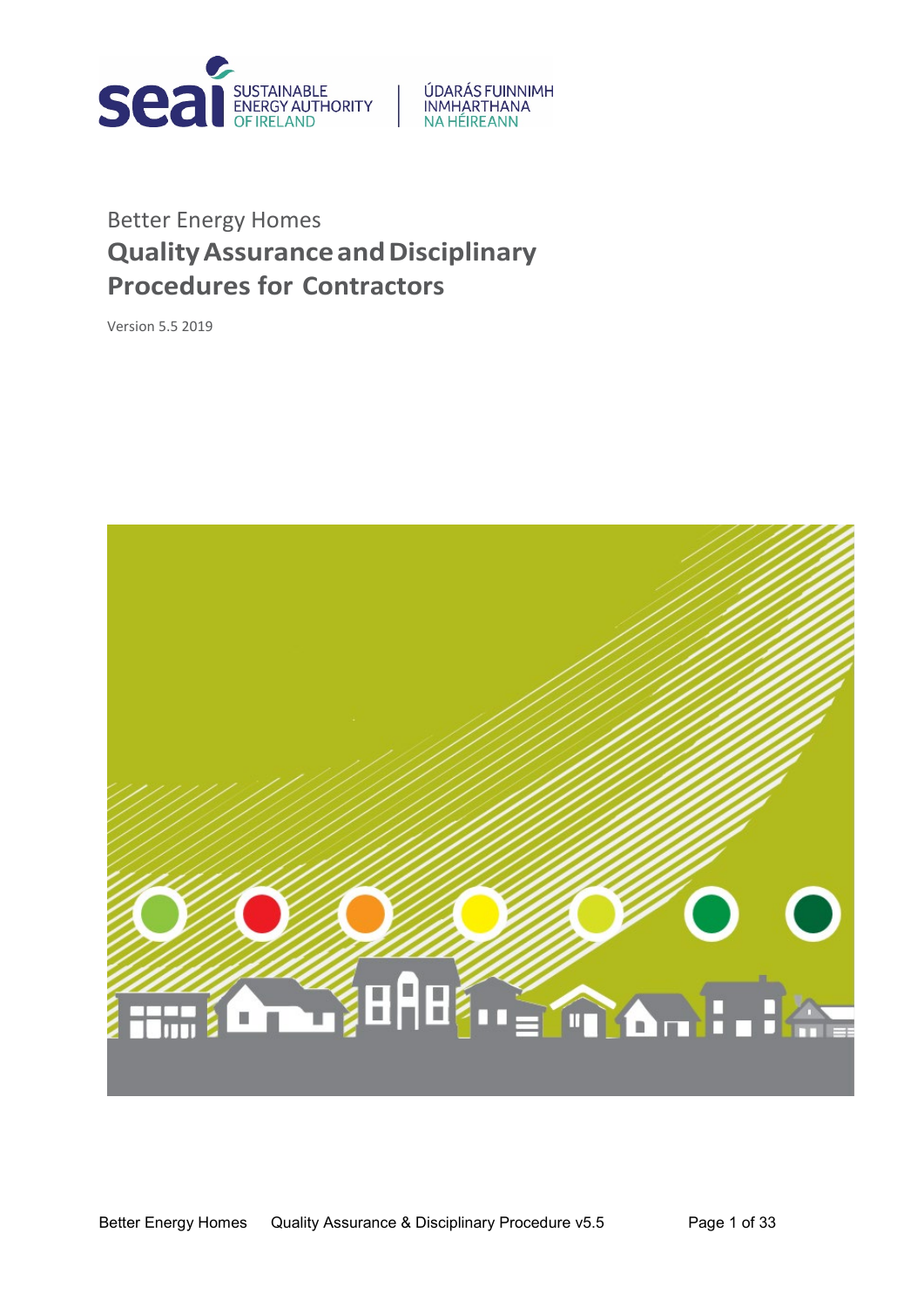SUSTAINABLE ENERGY AUTHORITY OF IRELAND

ÚDARÁS FUINNIMH INMHARTHANA NA HÉIREANN

Better Energy Homes

# Quality Assurance and Disciplinary Procedures for Contractors

Version 5.5 2019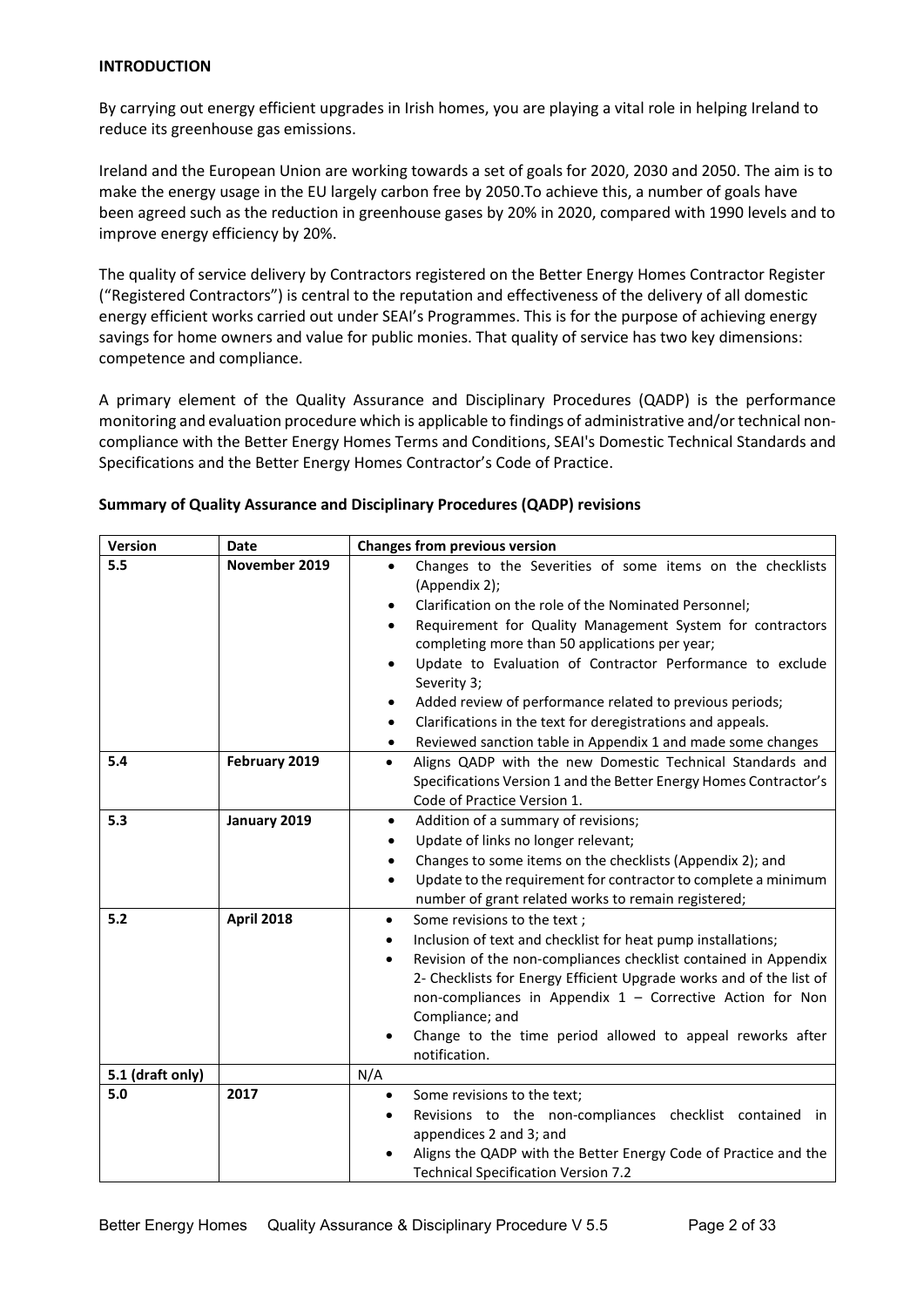**INTRODUCTION**

By carrying out energy efficient upgrades in Irish homes, you are playing a vital role in helping Ireland to reduce its greenhouse gas emissions.

Ireland and the European Union are working towards a set of goals for 2020, 2030 and 2050. The aim is to make the energy usage in the EU largely carbon free by 2050.To achieve this, a number of goals have been agreed such as the reduction in greenhouse gases by 20% in 2020, compared with 1990 levels and to improve energy efficiency by 20%.

The quality of service delivery by Contractors registered on the Better Energy Homes Contractor Register ("Registered Contractors") is central to the reputation and effectiveness of the delivery of all domestic energy efficient works carried out under SEAI's Programmes. This is for the purpose of achieving energy savings for home owners and value for public monies. That quality of service has two key dimensions: competence and compliance.

A primary element of the Quality Assurance and Disciplinary Procedures (QADP) is the performance monitoring and evaluation procedure which is applicable to findings of administrative and/or technical non-compliance with the Better Energy Homes Terms and Conditions, SEAI's Domestic Technical Standards and Specifications and the Better Energy Homes Contractor's Code of Practice.

**Summary of Quality Assurance and Disciplinary Procedures (QADP) revisions**

| Version | Date | Changes from previous version |
|---|---|---|
| 5.5 | November 2019 | • Changes to the Severities of some items on the checklists (Appendix 2);<br>• Clarification on the role of the Nominated Personnel;<br>• Requirement for Quality Management System for contractors completing more than 50 applications per year;<br>• Update to Evaluation of Contractor Performance to exclude Severity 3;<br>• Added review of performance related to previous periods;<br>• Clarifications in the text for deregistrations and appeals.<br>• Reviewed sanction table in Appendix 1 and made some changes |
| 5.4 | February 2019 | • Aligns QADP with the new Domestic Technical Standards and Specifications Version 1 and the Better Energy Homes Contractor's Code of Practice Version 1. |
| 5.3 | January 2019 | • Addition of a summary of revisions;<br>• Update of links no longer relevant;<br>• Changes to some items on the checklists (Appendix 2); and<br>• Update to the requirement for contractor to complete a minimum number of grant related works to remain registered; |
| 5.2 | April 2018 | • Some revisions to the text ;<br>• Inclusion of text and checklist for heat pump installations;<br>• Revision of the non-compliances checklist contained in Appendix 2- Checklists for Energy Efficient Upgrade works and of the list of non-compliances in Appendix 1 – Corrective Action for Non Compliance; and<br>• Change to the time period allowed to appeal reworks after notification. |
| 5.1 (draft only) | | N/A |
| 5.0 | 2017 | • Some revisions to the text;<br>• Revisions to the non-compliances checklist contained in appendices 2 and 3; and<br>• Aligns the QADP with the Better Energy Code of Practice and the Technical Specification Version 7.2 |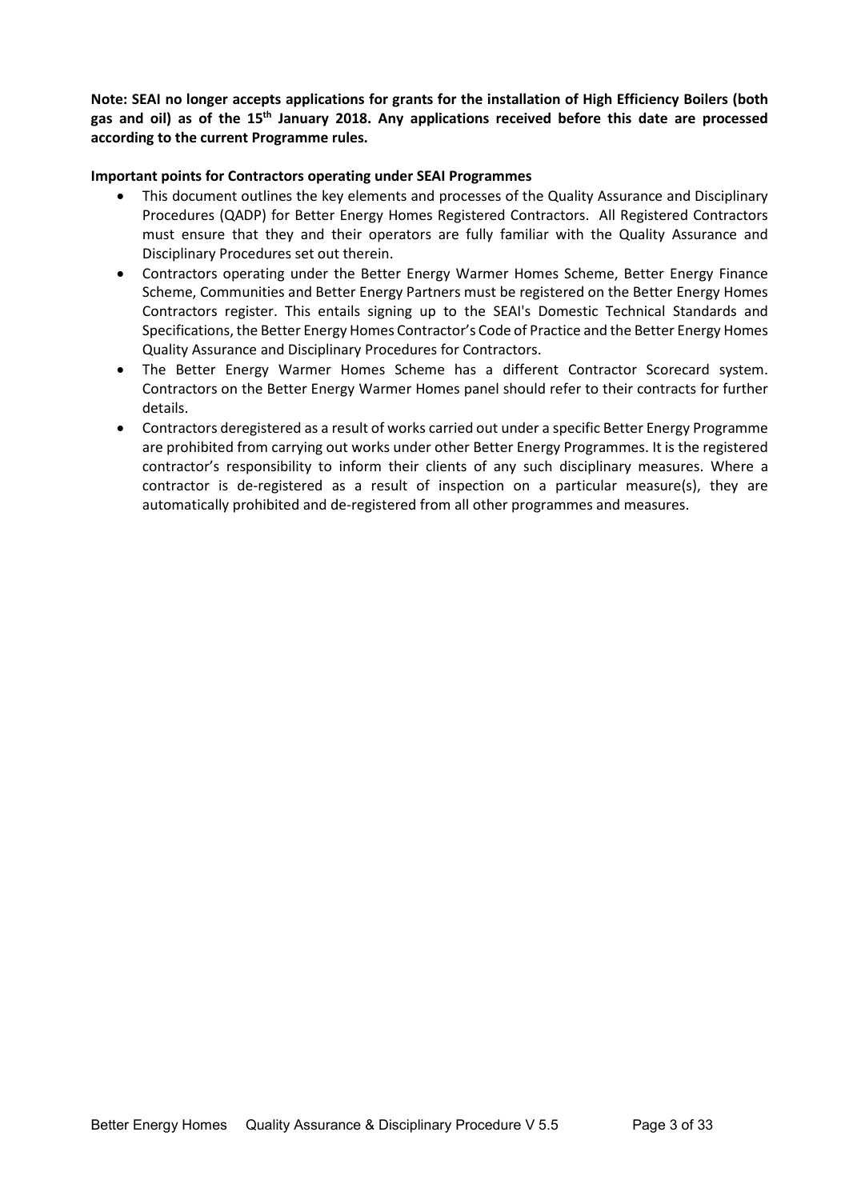**Note: SEAI no longer accepts applications for grants for the installation of High Efficiency Boilers (both gas and oil) as of the 15th January 2018. Any applications received before this date are processed according to the current Programme rules.**

**Important points for Contractors operating under SEAI Programmes**

- This document outlines the key elements and processes of the Quality Assurance and Disciplinary Procedures (QADP) for Better Energy Homes Registered Contractors. All Registered Contractors must ensure that they and their operators are fully familiar with the Quality Assurance and Disciplinary Procedures set out therein.
- Contractors operating under the Better Energy Warmer Homes Scheme, Better Energy Finance Scheme, Communities and Better Energy Partners must be registered on the Better Energy Homes Contractors register. This entails signing up to the SEAI's Domestic Technical Standards and Specifications, the Better Energy Homes Contractor's Code of Practice and the Better Energy Homes Quality Assurance and Disciplinary Procedures for Contractors.
- The Better Energy Warmer Homes Scheme has a different Contractor Scorecard system. Contractors on the Better Energy Warmer Homes panel should refer to their contracts for further details.
- Contractors deregistered as a result of works carried out under a specific Better Energy Programme are prohibited from carrying out works under other Better Energy Programmes. It is the registered contractor's responsibility to inform their clients of any such disciplinary measures. Where a contractor is de-registered as a result of inspection on a particular measure(s), they are automatically prohibited and de-registered from all other programmes and measures.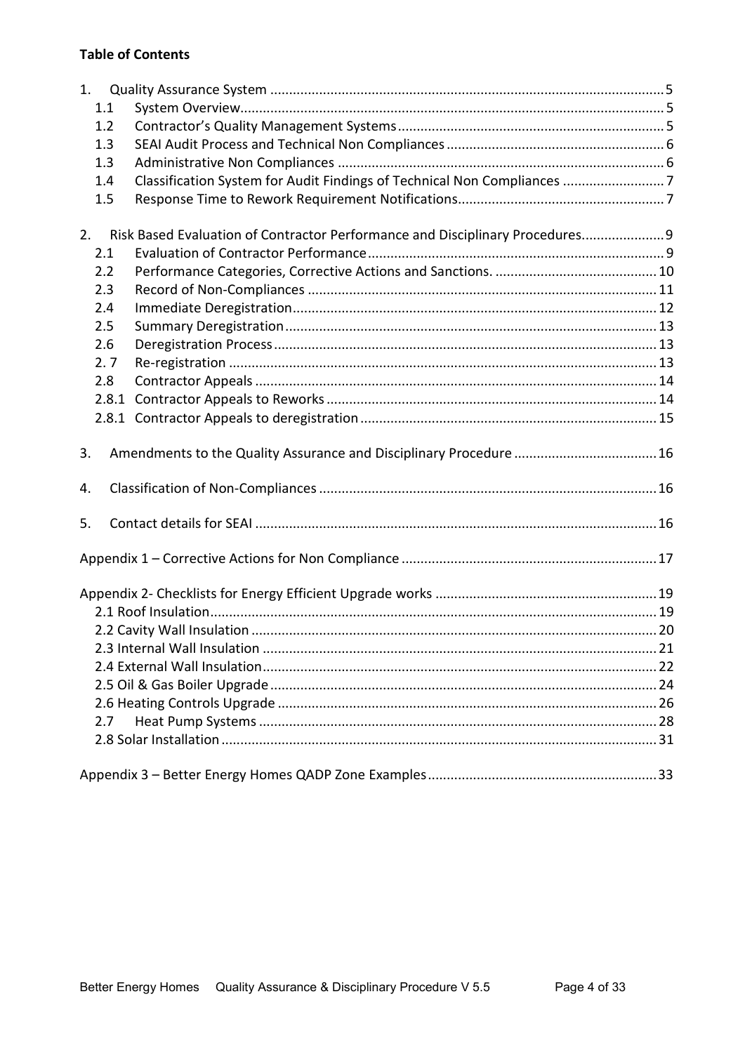**Table of Contents**

1. Quality Assurance System ........ 5
   - 1.1 System Overview ........ 5
   - 1.2 Contractor's Quality Management Systems ........ 5
   - 1.3 SEAI Audit Process and Technical Non Compliances ........ 6
   - 1.3 Administrative Non Compliances ........ 6
   - 1.4 Classification System for Audit Findings of Technical Non Compliances ........ 7
   - 1.5 Response Time to Rework Requirement Notifications ........ 7

2. Risk Based Evaluation of Contractor Performance and Disciplinary Procedures ........ 9
   - 2.1 Evaluation of Contractor Performance ........ 9
   - 2.2 Performance Categories, Corrective Actions and Sanctions. ........ 10
   - 2.3 Record of Non-Compliances ........ 11
   - 2.4 Immediate Deregistration ........ 12
   - 2.5 Summary Deregistration ........ 13
   - 2.6 Deregistration Process ........ 13
   - 2. 7 Re-registration ........ 13
   - 2.8 Contractor Appeals ........ 14
   - 2.8.1 Contractor Appeals to Reworks ........ 14
   - 2.8.1 Contractor Appeals to deregistration ........ 15

3. Amendments to the Quality Assurance and Disciplinary Procedure ........ 16

4. Classification of Non-Compliances ........ 16

5. Contact details for SEAI ........ 16

Appendix 1 – Corrective Actions for Non Compliance ........ 17

Appendix 2- Checklists for Energy Efficient Upgrade works ........ 19
   - 2.1 Roof Insulation ........ 19
   - 2.2 Cavity Wall Insulation ........ 20
   - 2.3 Internal Wall Insulation ........ 21
   - 2.4 External Wall Insulation ........ 22
   - 2.5 Oil & Gas Boiler Upgrade ........ 24
   - 2.6 Heating Controls Upgrade ........ 26
   - 2.7 Heat Pump Systems ........ 28
   - 2.8 Solar Installation ........ 31

Appendix 3 – Better Energy Homes QADP Zone Examples ........ 33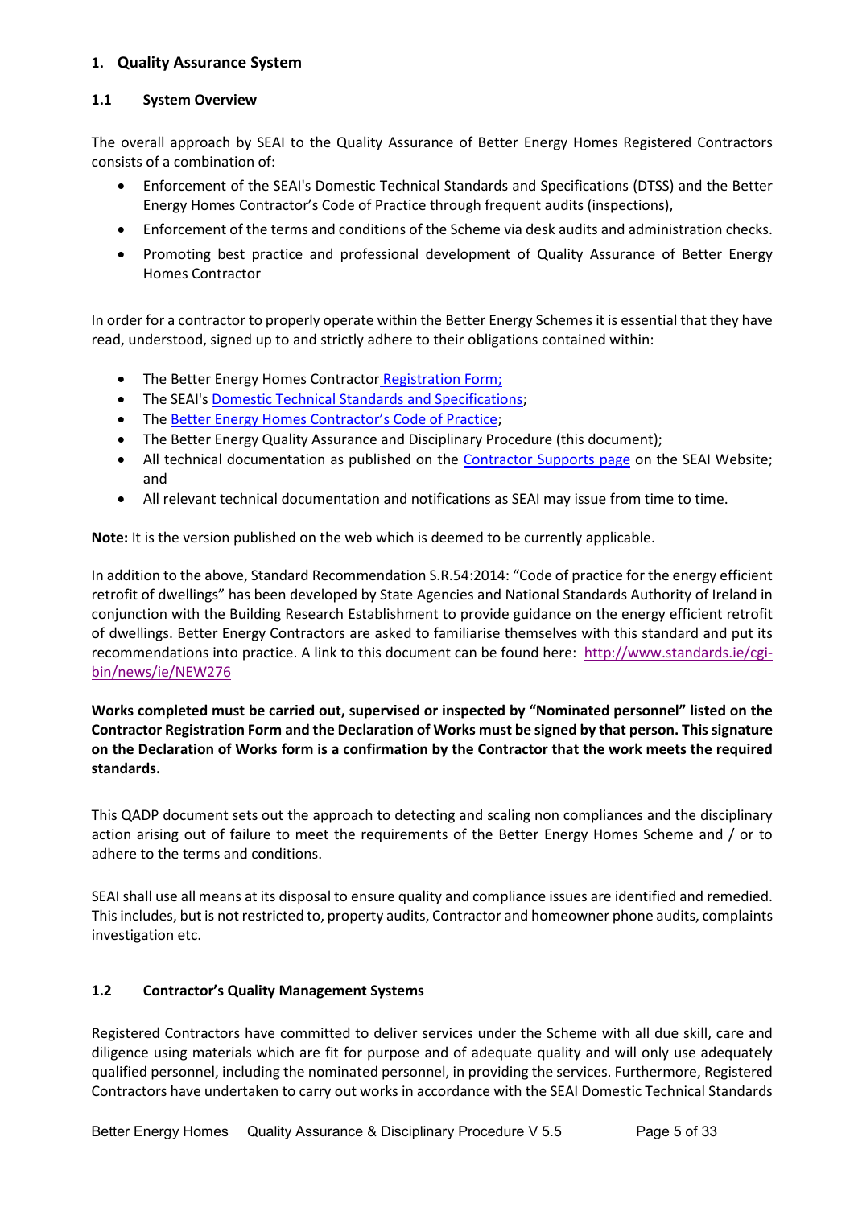# 1. Quality Assurance System

## 1.1 System Overview

The overall approach by SEAI to the Quality Assurance of Better Energy Homes Registered Contractors consists of a combination of:

- Enforcement of the SEAI's Domestic Technical Standards and Specifications (DTSS) and the Better Energy Homes Contractor's Code of Practice through frequent audits (inspections),
- Enforcement of the terms and conditions of the Scheme via desk audits and administration checks.
- Promoting best practice and professional development of Quality Assurance of Better Energy Homes Contractor

In order for a contractor to properly operate within the Better Energy Schemes it is essential that they have read, understood, signed up to and strictly adhere to their obligations contained within:

- The Better Energy Homes Contractor Registration Form;
- The SEAI's Domestic Technical Standards and Specifications;
- The Better Energy Homes Contractor's Code of Practice;
- The Better Energy Quality Assurance and Disciplinary Procedure (this document);
- All technical documentation as published on the Contractor Supports page on the SEAI Website; and
- All relevant technical documentation and notifications as SEAI may issue from time to time.

**Note:** It is the version published on the web which is deemed to be currently applicable.

In addition to the above, Standard Recommendation S.R.54:2014: "Code of practice for the energy efficient retrofit of dwellings" has been developed by State Agencies and National Standards Authority of Ireland in conjunction with the Building Research Establishment to provide guidance on the energy efficient retrofit of dwellings. Better Energy Contractors are asked to familiarise themselves with this standard and put its recommendations into practice. A link to this document can be found here: http://www.standards.ie/cgi-bin/news/ie/NEW276

**Works completed must be carried out, supervised or inspected by "Nominated personnel" listed on the Contractor Registration Form and the Declaration of Works must be signed by that person. This signature on the Declaration of Works form is a confirmation by the Contractor that the work meets the required standards.**

This QADP document sets out the approach to detecting and scaling non compliances and the disciplinary action arising out of failure to meet the requirements of the Better Energy Homes Scheme and / or to adhere to the terms and conditions.

SEAI shall use all means at its disposal to ensure quality and compliance issues are identified and remedied. This includes, but is not restricted to, property audits, Contractor and homeowner phone audits, complaints investigation etc.

## 1.2 Contractor's Quality Management Systems

Registered Contractors have committed to deliver services under the Scheme with all due skill, care and diligence using materials which are fit for purpose and of adequate quality and will only use adequately qualified personnel, including the nominated personnel, in providing the services. Furthermore, Registered Contractors have undertaken to carry out works in accordance with the SEAI Domestic Technical Standards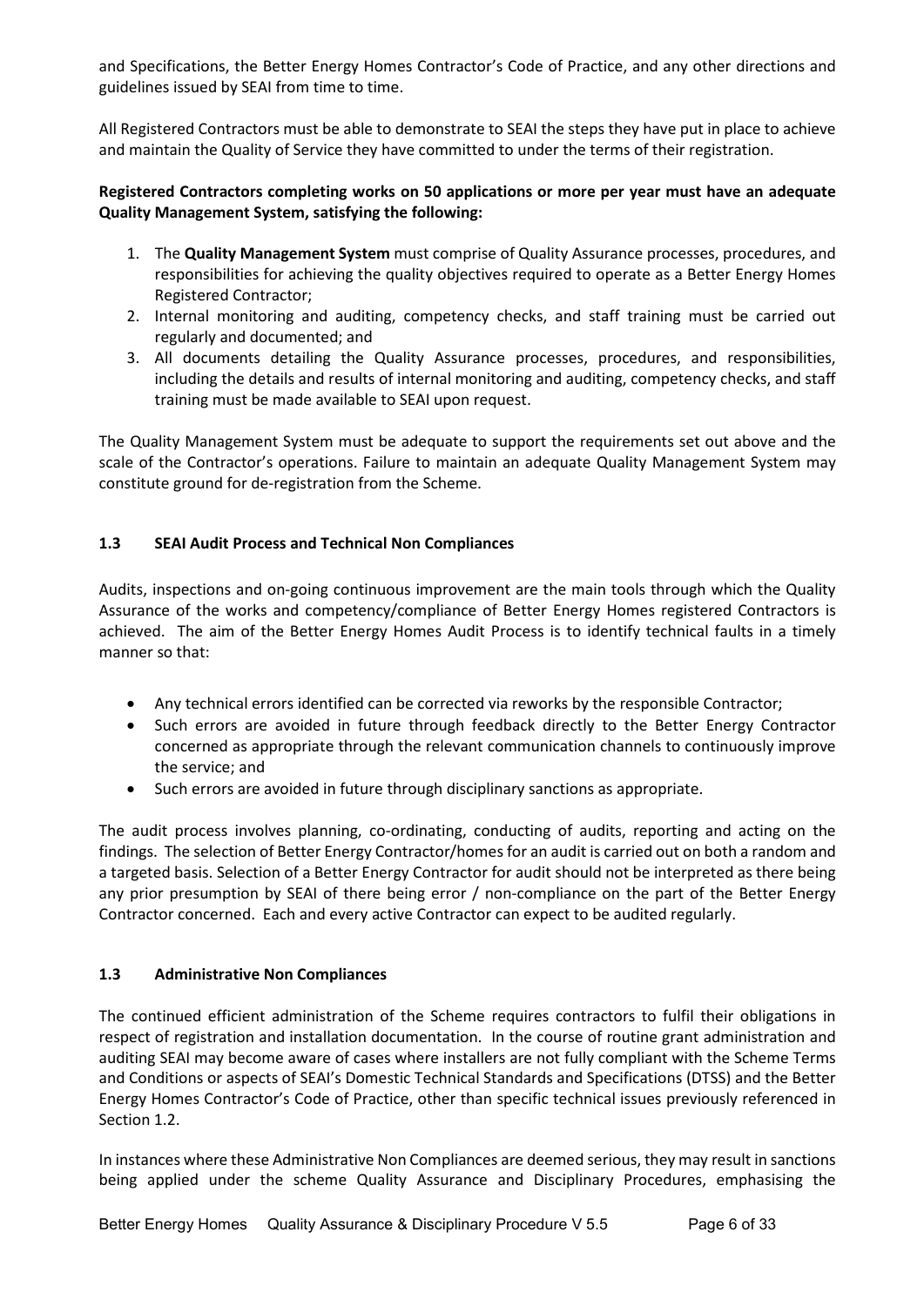and Specifications, the Better Energy Homes Contractor's Code of Practice, and any other directions and guidelines issued by SEAI from time to time.

All Registered Contractors must be able to demonstrate to SEAI the steps they have put in place to achieve and maintain the Quality of Service they have committed to under the terms of their registration.

**Registered Contractors completing works on 50 applications or more per year must have an adequate Quality Management System, satisfying the following:**

1. The **Quality Management System** must comprise of Quality Assurance processes, procedures, and responsibilities for achieving the quality objectives required to operate as a Better Energy Homes Registered Contractor;
2. Internal monitoring and auditing, competency checks, and staff training must be carried out regularly and documented; and
3. All documents detailing the Quality Assurance processes, procedures, and responsibilities, including the details and results of internal monitoring and auditing, competency checks, and staff training must be made available to SEAI upon request.

The Quality Management System must be adequate to support the requirements set out above and the scale of the Contractor's operations. Failure to maintain an adequate Quality Management System may constitute ground for de-registration from the Scheme.

### 1.3 SEAI Audit Process and Technical Non Compliances

Audits, inspections and on-going continuous improvement are the main tools through which the Quality Assurance of the works and competency/compliance of Better Energy Homes registered Contractors is achieved. The aim of the Better Energy Homes Audit Process is to identify technical faults in a timely manner so that:

- Any technical errors identified can be corrected via reworks by the responsible Contractor;
- Such errors are avoided in future through feedback directly to the Better Energy Contractor concerned as appropriate through the relevant communication channels to continuously improve the service; and
- Such errors are avoided in future through disciplinary sanctions as appropriate.

The audit process involves planning, co-ordinating, conducting of audits, reporting and acting on the findings. The selection of Better Energy Contractor/homes for an audit is carried out on both a random and a targeted basis. Selection of a Better Energy Contractor for audit should not be interpreted as there being any prior presumption by SEAI of there being error / non-compliance on the part of the Better Energy Contractor concerned. Each and every active Contractor can expect to be audited regularly.

### 1.3 Administrative Non Compliances

The continued efficient administration of the Scheme requires contractors to fulfil their obligations in respect of registration and installation documentation. In the course of routine grant administration and auditing SEAI may become aware of cases where installers are not fully compliant with the Scheme Terms and Conditions or aspects of SEAI's Domestic Technical Standards and Specifications (DTSS) and the Better Energy Homes Contractor's Code of Practice, other than specific technical issues previously referenced in Section 1.2.

In instances where these Administrative Non Compliances are deemed serious, they may result in sanctions being applied under the scheme Quality Assurance and Disciplinary Procedures, emphasising the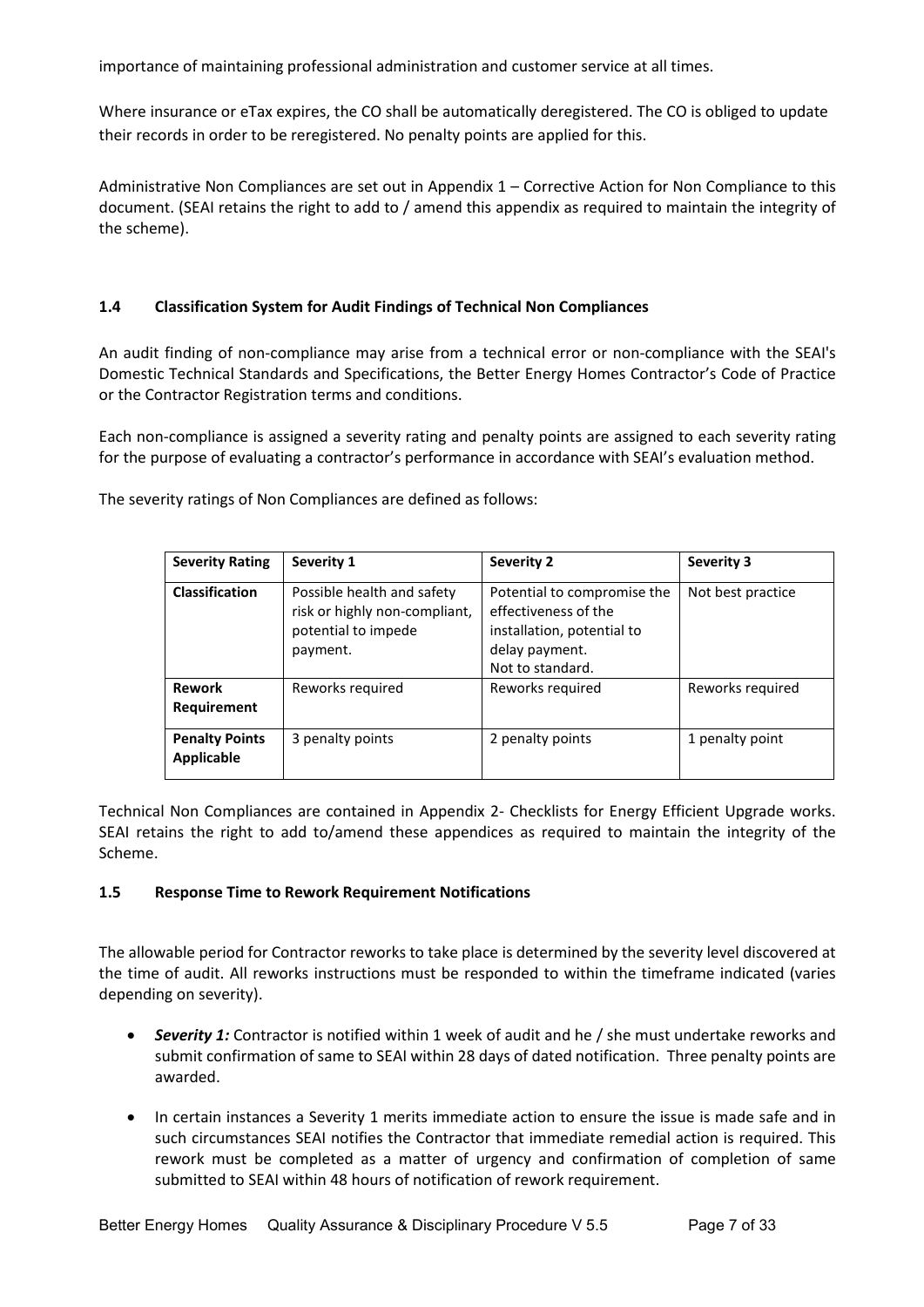importance of maintaining professional administration and customer service at all times.

Where insurance or eTax expires, the CO shall be automatically deregistered. The CO is obliged to update their records in order to be reregistered. No penalty points are applied for this.

Administrative Non Compliances are set out in Appendix 1 – Corrective Action for Non Compliance to this document. (SEAI retains the right to add to / amend this appendix as required to maintain the integrity of the scheme).

### 1.4 Classification System for Audit Findings of Technical Non Compliances

An audit finding of non-compliance may arise from a technical error or non-compliance with the SEAI's Domestic Technical Standards and Specifications, the Better Energy Homes Contractor's Code of Practice or the Contractor Registration terms and conditions.

Each non-compliance is assigned a severity rating and penalty points are assigned to each severity rating for the purpose of evaluating a contractor's performance in accordance with SEAI's evaluation method.

The severity ratings of Non Compliances are defined as follows:

| **Severity Rating** | **Severity 1** | **Severity 2** | **Severity 3** |
|---|---|---|---|
| **Classification** | Possible health and safety risk or highly non-compliant, potential to impede payment. | Potential to compromise the effectiveness of the installation, potential to delay payment. Not to standard. | Not best practice |
| **Rework Requirement** | Reworks required | Reworks required | Reworks required |
| **Penalty Points Applicable** | 3 penalty points | 2 penalty points | 1 penalty point |

Technical Non Compliances are contained in Appendix 2- Checklists for Energy Efficient Upgrade works. SEAI retains the right to add to/amend these appendices as required to maintain the integrity of the Scheme.

### 1.5 Response Time to Rework Requirement Notifications

The allowable period for Contractor reworks to take place is determined by the severity level discovered at the time of audit. All reworks instructions must be responded to within the timeframe indicated (varies depending on severity).

- ***Severity 1:*** Contractor is notified within 1 week of audit and he / she must undertake reworks and submit confirmation of same to SEAI within 28 days of dated notification. Three penalty points are awarded.
- In certain instances a Severity 1 merits immediate action to ensure the issue is made safe and in such circumstances SEAI notifies the Contractor that immediate remedial action is required. This rework must be completed as a matter of urgency and confirmation of completion of same submitted to SEAI within 48 hours of notification of rework requirement.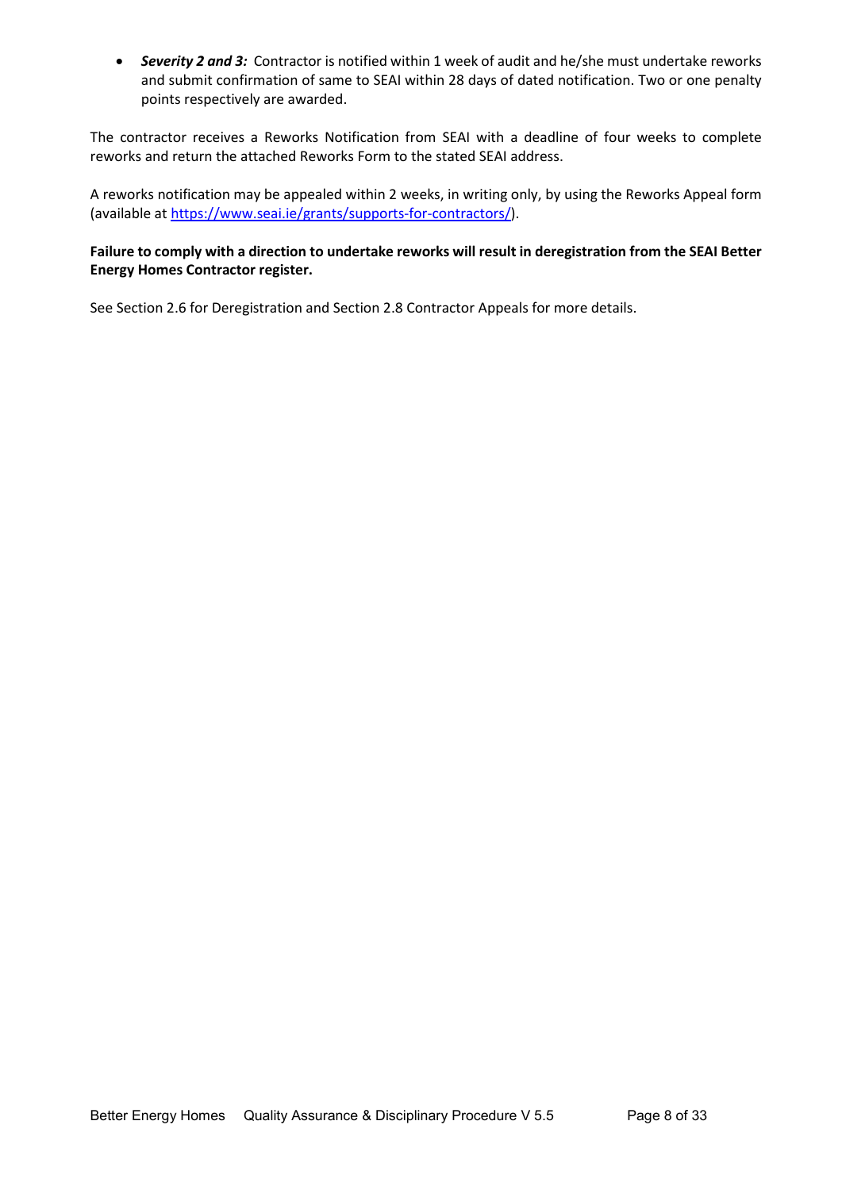- ***Severity 2 and 3:*** Contractor is notified within 1 week of audit and he/she must undertake reworks and submit confirmation of same to SEAI within 28 days of dated notification. Two or one penalty points respectively are awarded.

The contractor receives a Reworks Notification from SEAI with a deadline of four weeks to complete reworks and return the attached Reworks Form to the stated SEAI address.

A reworks notification may be appealed within 2 weeks, in writing only, by using the Reworks Appeal form (available at https://www.seai.ie/grants/supports-for-contractors/).

**Failure to comply with a direction to undertake reworks will result in deregistration from the SEAI Better Energy Homes Contractor register.**

See Section 2.6 for Deregistration and Section 2.8 Contractor Appeals for more details.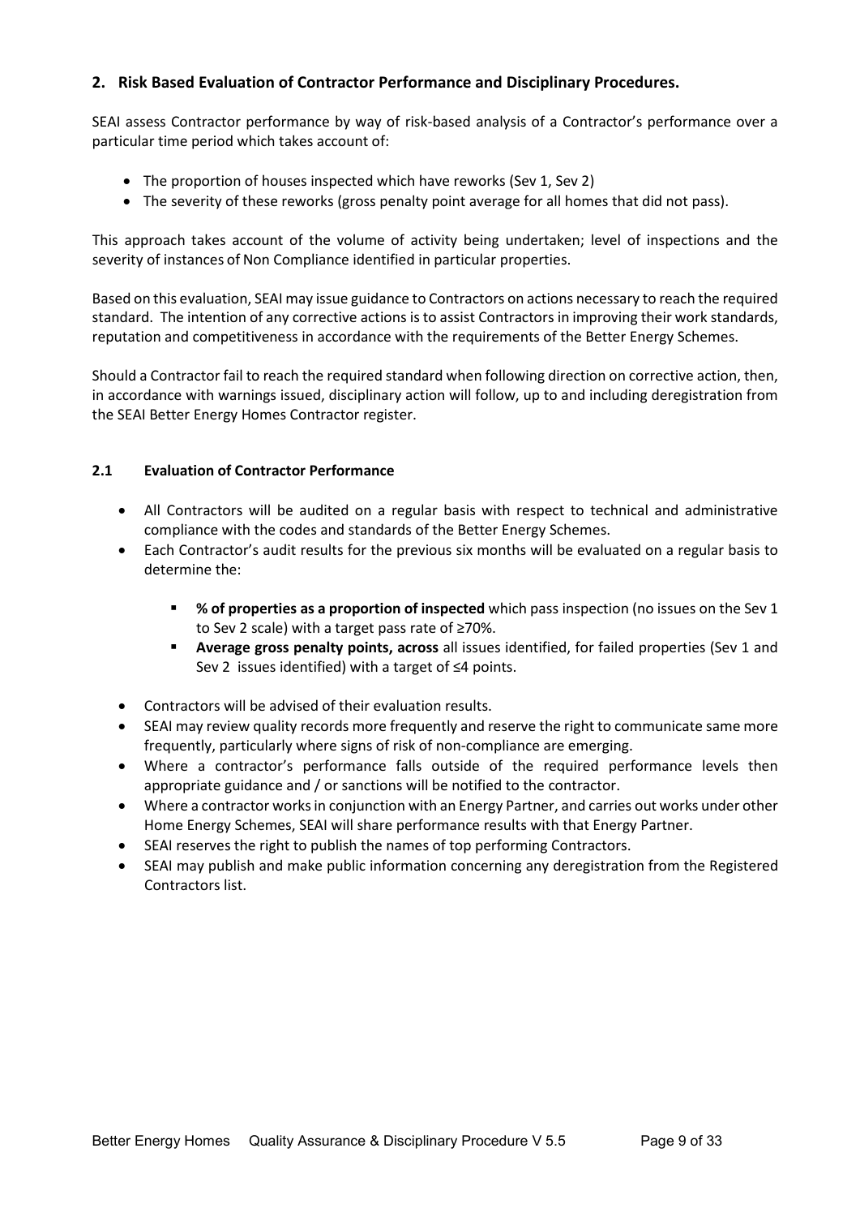## 2. Risk Based Evaluation of Contractor Performance and Disciplinary Procedures.

SEAI assess Contractor performance by way of risk-based analysis of a Contractor's performance over a particular time period which takes account of:

- The proportion of houses inspected which have reworks (Sev 1, Sev 2)
- The severity of these reworks (gross penalty point average for all homes that did not pass).

This approach takes account of the volume of activity being undertaken; level of inspections and the severity of instances of Non Compliance identified in particular properties.

Based on this evaluation, SEAI may issue guidance to Contractors on actions necessary to reach the required standard. The intention of any corrective actions is to assist Contractors in improving their work standards, reputation and competitiveness in accordance with the requirements of the Better Energy Schemes.

Should a Contractor fail to reach the required standard when following direction on corrective action, then, in accordance with warnings issued, disciplinary action will follow, up to and including deregistration from the SEAI Better Energy Homes Contractor register.

### 2.1 Evaluation of Contractor Performance

- All Contractors will be audited on a regular basis with respect to technical and administrative compliance with the codes and standards of the Better Energy Schemes.
- Each Contractor's audit results for the previous six months will be evaluated on a regular basis to determine the:
  - **% of properties as a proportion of inspected** which pass inspection (no issues on the Sev 1 to Sev 2 scale) with a target pass rate of ≥70%.
  - **Average gross penalty points, across** all issues identified, for failed properties (Sev 1 and Sev 2 issues identified) with a target of ≤4 points.
- Contractors will be advised of their evaluation results.
- SEAI may review quality records more frequently and reserve the right to communicate same more frequently, particularly where signs of risk of non-compliance are emerging.
- Where a contractor's performance falls outside of the required performance levels then appropriate guidance and / or sanctions will be notified to the contractor.
- Where a contractor works in conjunction with an Energy Partner, and carries out works under other Home Energy Schemes, SEAI will share performance results with that Energy Partner.
- SEAI reserves the right to publish the names of top performing Contractors.
- SEAI may publish and make public information concerning any deregistration from the Registered Contractors list.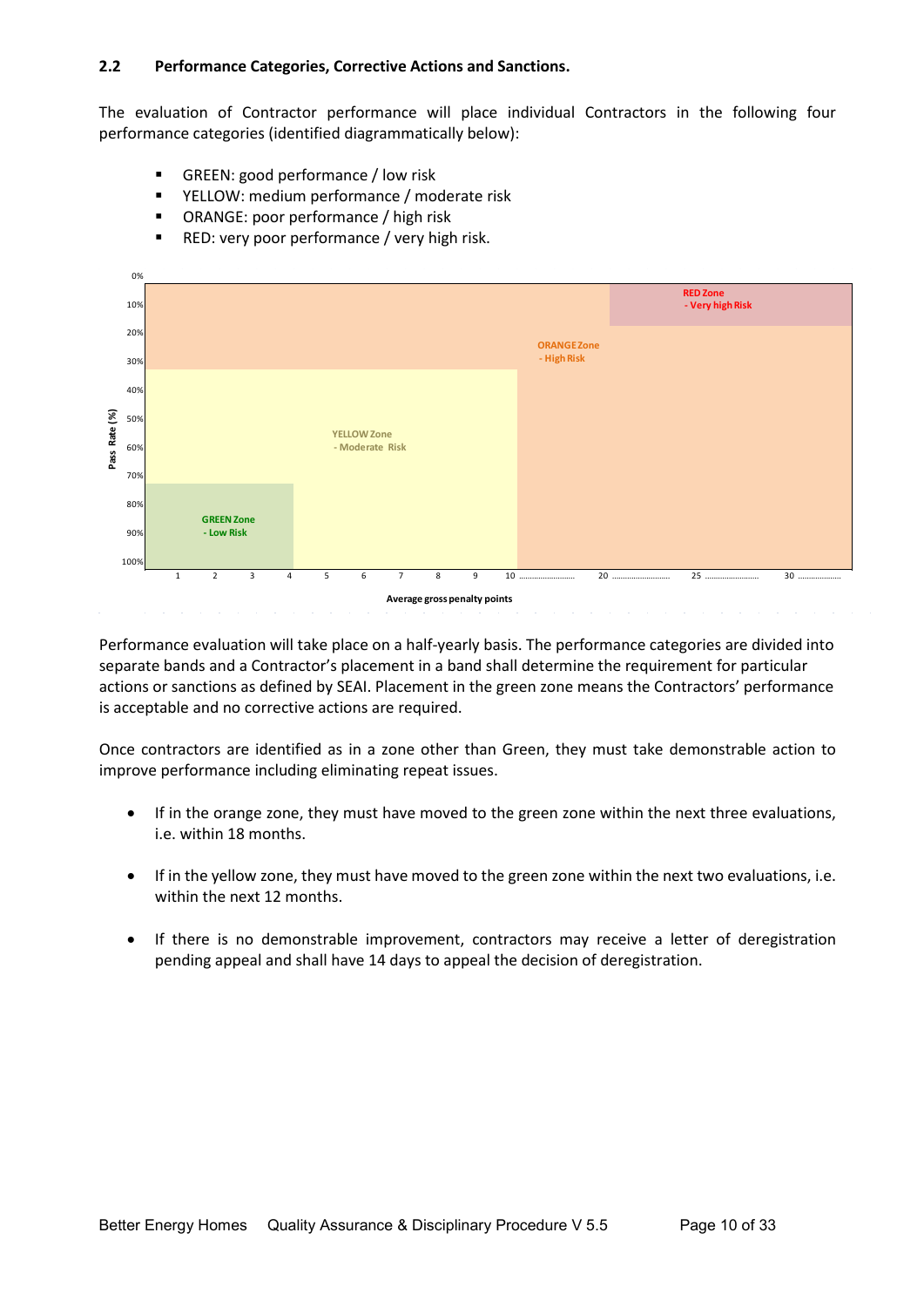### 2.2 Performance Categories, Corrective Actions and Sanctions.

The evaluation of Contractor performance will place individual Contractors in the following four performance categories (identified diagrammatically below):

- GREEN: good performance / low risk
- YELLOW: medium performance / moderate risk
- ORANGE: poor performance / high risk
- RED: very poor performance / very high risk.

RED Zone
- Very high Risk

ORANGE Zone
- High Risk

YELLOW Zone
- Moderate Risk

GREEN Zone
- Low Risk

Pass Rate (%): 0%, 10%, 20%, 30%, 40%, 50%, 60%, 70%, 80%, 90%, 100%

Average gross penalty points: 1, 2, 3, 4, 5, 6, 7, 8, 9, 10 ……………………, 20 ……………………, 25 ……………………, 30 ……………………

Performance evaluation will take place on a half-yearly basis. The performance categories are divided into separate bands and a Contractor's placement in a band shall determine the requirement for particular actions or sanctions as defined by SEAI. Placement in the green zone means the Contractors' performance is acceptable and no corrective actions are required.

Once contractors are identified as in a zone other than Green, they must take demonstrable action to improve performance including eliminating repeat issues.

- If in the orange zone, they must have moved to the green zone within the next three evaluations, i.e. within 18 months.
- If in the yellow zone, they must have moved to the green zone within the next two evaluations, i.e. within the next 12 months.
- If there is no demonstrable improvement, contractors may receive a letter of deregistration pending appeal and shall have 14 days to appeal the decision of deregistration.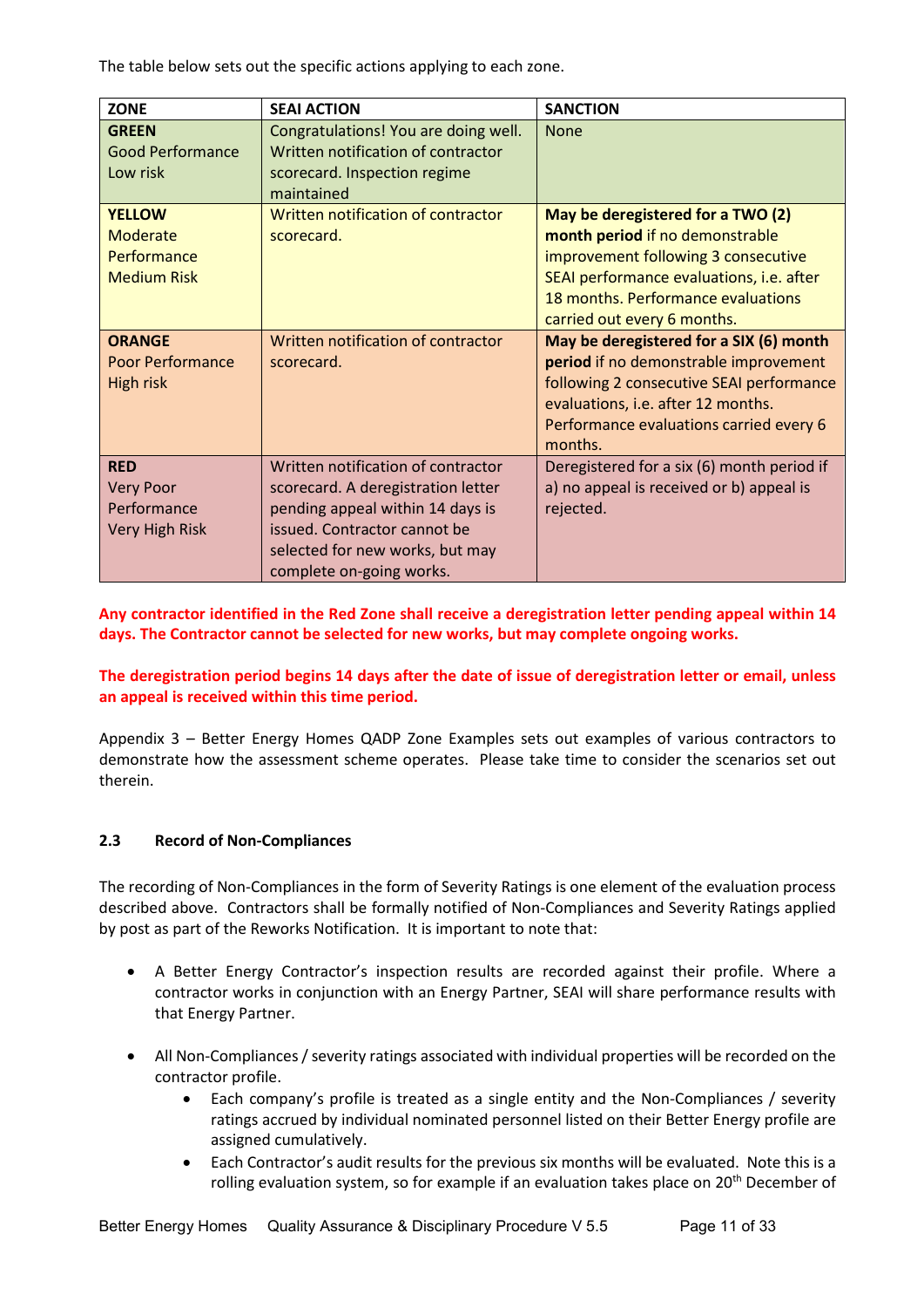The table below sets out the specific actions applying to each zone.

| ZONE | SEAI ACTION | SANCTION |
| --- | --- | --- |
| **GREEN**<br>Good Performance<br>Low risk | Congratulations! You are doing well. Written notification of contractor scorecard. Inspection regime maintained | None |
| **YELLOW**<br>Moderate Performance<br>Medium Risk | Written notification of contractor scorecard. | **May be deregistered for a TWO (2) month period** if no demonstrable improvement following 3 consecutive SEAI performance evaluations, i.e. after 18 months. Performance evaluations carried out every 6 months. |
| **ORANGE**<br>Poor Performance<br>High risk | Written notification of contractor scorecard. | **May be deregistered for a SIX (6) month period** if no demonstrable improvement following 2 consecutive SEAI performance evaluations, i.e. after 12 months. Performance evaluations carried every 6 months. |
| **RED**<br>Very Poor Performance<br>Very High Risk | Written notification of contractor scorecard. A deregistration letter pending appeal within 14 days is issued. Contractor cannot be selected for new works, but may complete on-going works. | Deregistered for a six (6) month period if a) no appeal is received or b) appeal is rejected. |

**Any contractor identified in the Red Zone shall receive a deregistration letter pending appeal within 14 days. The Contractor cannot be selected for new works, but may complete ongoing works.**

**The deregistration period begins 14 days after the date of issue of deregistration letter or email, unless an appeal is received within this time period.**

Appendix 3 – Better Energy Homes QADP Zone Examples sets out examples of various contractors to demonstrate how the assessment scheme operates. Please take time to consider the scenarios set out therein.

### 2.3 Record of Non-Compliances

The recording of Non-Compliances in the form of Severity Ratings is one element of the evaluation process described above. Contractors shall be formally notified of Non-Compliances and Severity Ratings applied by post as part of the Reworks Notification. It is important to note that:

- A Better Energy Contractor's inspection results are recorded against their profile. Where a contractor works in conjunction with an Energy Partner, SEAI will share performance results with that Energy Partner.
- All Non-Compliances / severity ratings associated with individual properties will be recorded on the contractor profile.
  - Each company's profile is treated as a single entity and the Non-Compliances / severity ratings accrued by individual nominated personnel listed on their Better Energy profile are assigned cumulatively.
  - Each Contractor's audit results for the previous six months will be evaluated. Note this is a rolling evaluation system, so for example if an evaluation takes place on 20th December of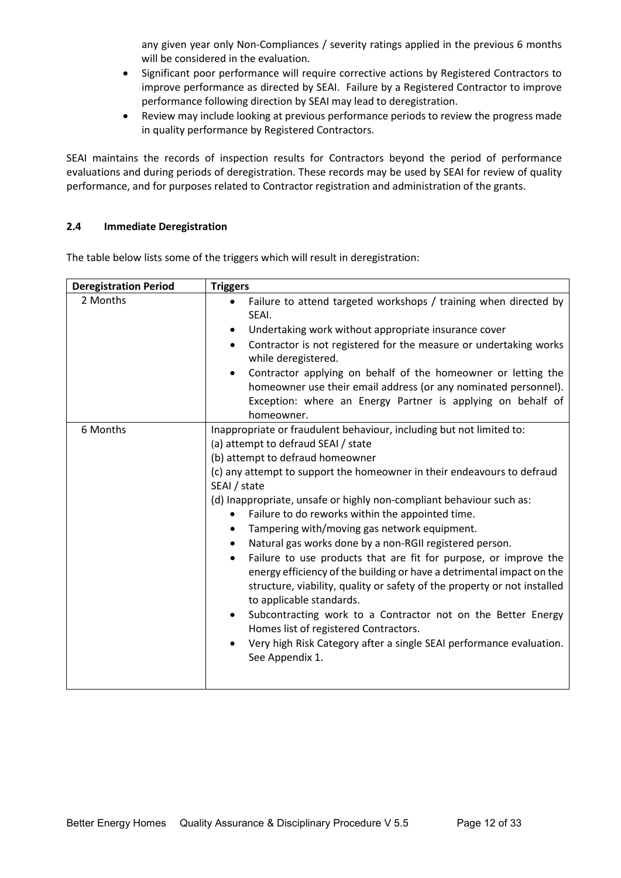any given year only Non-Compliances / severity ratings applied in the previous 6 months will be considered in the evaluation.

- Significant poor performance will require corrective actions by Registered Contractors to improve performance as directed by SEAI. Failure by a Registered Contractor to improve performance following direction by SEAI may lead to deregistration.
- Review may include looking at previous performance periods to review the progress made in quality performance by Registered Contractors.

SEAI maintains the records of inspection results for Contractors beyond the period of performance evaluations and during periods of deregistration. These records may be used by SEAI for review of quality performance, and for purposes related to Contractor registration and administration of the grants.

### 2.4 Immediate Deregistration

The table below lists some of the triggers which will result in deregistration:

| Deregistration Period | Triggers |
|---|---|
| 2 Months | • Failure to attend targeted workshops / training when directed by SEAI.<br>• Undertaking work without appropriate insurance cover<br>• Contractor is not registered for the measure or undertaking works while deregistered.<br>• Contractor applying on behalf of the homeowner or letting the homeowner use their email address (or any nominated personnel). Exception: where an Energy Partner is applying on behalf of homeowner. |
| 6 Months | Inappropriate or fraudulent behaviour, including but not limited to:<br>(a) attempt to defraud SEAI / state<br>(b) attempt to defraud homeowner<br>(c) any attempt to support the homeowner in their endeavours to defraud SEAI / state<br>(d) Inappropriate, unsafe or highly non-compliant behaviour such as:<br>• Failure to do reworks within the appointed time.<br>• Tampering with/moving gas network equipment.<br>• Natural gas works done by a non-RGII registered person.<br>• Failure to use products that are fit for purpose, or improve the energy efficiency of the building or have a detrimental impact on the structure, viability, quality or safety of the property or not installed to applicable standards.<br>• Subcontracting work to a Contractor not on the Better Energy Homes list of registered Contractors.<br>• Very high Risk Category after a single SEAI performance evaluation. See Appendix 1. |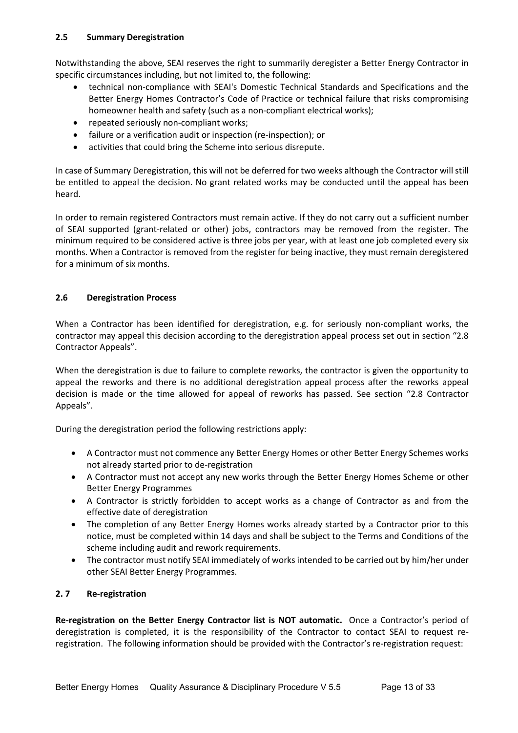### 2.5 Summary Deregistration

Notwithstanding the above, SEAI reserves the right to summarily deregister a Better Energy Contractor in specific circumstances including, but not limited to, the following:

- technical non-compliance with SEAI's Domestic Technical Standards and Specifications and the Better Energy Homes Contractor's Code of Practice or technical failure that risks compromising homeowner health and safety (such as a non-compliant electrical works);
- repeated seriously non-compliant works;
- failure or a verification audit or inspection (re-inspection); or
- activities that could bring the Scheme into serious disrepute.

In case of Summary Deregistration, this will not be deferred for two weeks although the Contractor will still be entitled to appeal the decision. No grant related works may be conducted until the appeal has been heard.

In order to remain registered Contractors must remain active. If they do not carry out a sufficient number of SEAI supported (grant-related or other) jobs, contractors may be removed from the register. The minimum required to be considered active is three jobs per year, with at least one job completed every six months. When a Contractor is removed from the register for being inactive, they must remain deregistered for a minimum of six months.

### 2.6 Deregistration Process

When a Contractor has been identified for deregistration, e.g. for seriously non-compliant works, the contractor may appeal this decision according to the deregistration appeal process set out in section "2.8 Contractor Appeals".

When the deregistration is due to failure to complete reworks, the contractor is given the opportunity to appeal the reworks and there is no additional deregistration appeal process after the reworks appeal decision is made or the time allowed for appeal of reworks has passed. See section "2.8 Contractor Appeals".

During the deregistration period the following restrictions apply:

- A Contractor must not commence any Better Energy Homes or other Better Energy Schemes works not already started prior to de-registration
- A Contractor must not accept any new works through the Better Energy Homes Scheme or other Better Energy Programmes
- A Contractor is strictly forbidden to accept works as a change of Contractor as and from the effective date of deregistration
- The completion of any Better Energy Homes works already started by a Contractor prior to this notice, must be completed within 14 days and shall be subject to the Terms and Conditions of the scheme including audit and rework requirements.
- The contractor must notify SEAI immediately of works intended to be carried out by him/her under other SEAI Better Energy Programmes.

### 2. 7 Re-registration

**Re-registration on the Better Energy Contractor list is NOT automatic.** Once a Contractor's period of deregistration is completed, it is the responsibility of the Contractor to contact SEAI to request re-registration. The following information should be provided with the Contractor's re-registration request: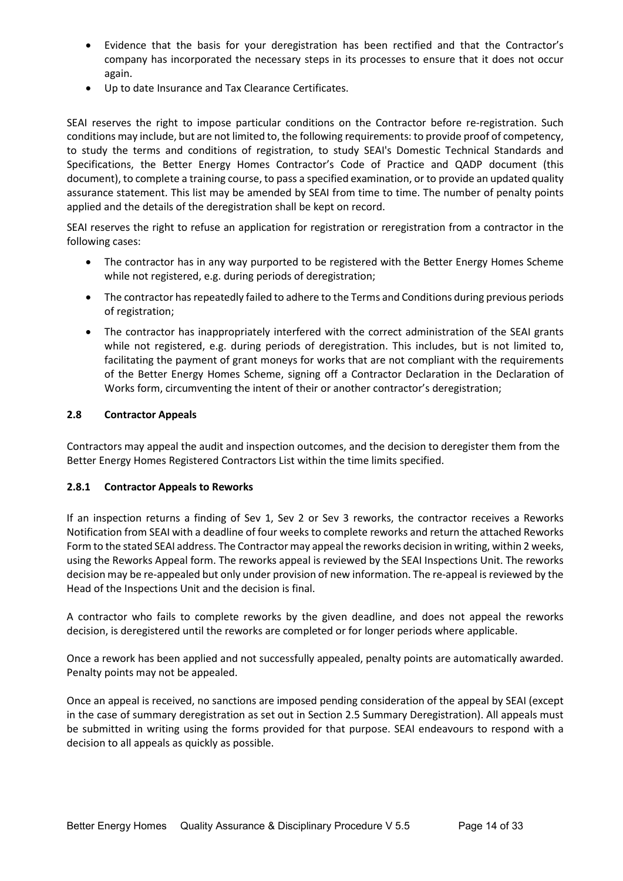- Evidence that the basis for your deregistration has been rectified and that the Contractor's company has incorporated the necessary steps in its processes to ensure that it does not occur again.
- Up to date Insurance and Tax Clearance Certificates.

SEAI reserves the right to impose particular conditions on the Contractor before re-registration. Such conditions may include, but are not limited to, the following requirements: to provide proof of competency, to study the terms and conditions of registration, to study SEAI's Domestic Technical Standards and Specifications, the Better Energy Homes Contractor's Code of Practice and QADP document (this document), to complete a training course, to pass a specified examination, or to provide an updated quality assurance statement. This list may be amended by SEAI from time to time. The number of penalty points applied and the details of the deregistration shall be kept on record.

SEAI reserves the right to refuse an application for registration or reregistration from a contractor in the following cases:

- The contractor has in any way purported to be registered with the Better Energy Homes Scheme while not registered, e.g. during periods of deregistration;
- The contractor has repeatedly failed to adhere to the Terms and Conditions during previous periods of registration;
- The contractor has inappropriately interfered with the correct administration of the SEAI grants while not registered, e.g. during periods of deregistration. This includes, but is not limited to, facilitating the payment of grant moneys for works that are not compliant with the requirements of the Better Energy Homes Scheme, signing off a Contractor Declaration in the Declaration of Works form, circumventing the intent of their or another contractor's deregistration;

### 2.8 Contractor Appeals

Contractors may appeal the audit and inspection outcomes, and the decision to deregister them from the Better Energy Homes Registered Contractors List within the time limits specified.

#### 2.8.1 Contractor Appeals to Reworks

If an inspection returns a finding of Sev 1, Sev 2 or Sev 3 reworks, the contractor receives a Reworks Notification from SEAI with a deadline of four weeks to complete reworks and return the attached Reworks Form to the stated SEAI address. The Contractor may appeal the reworks decision in writing, within 2 weeks, using the Reworks Appeal form. The reworks appeal is reviewed by the SEAI Inspections Unit. The reworks decision may be re-appealed but only under provision of new information. The re-appeal is reviewed by the Head of the Inspections Unit and the decision is final.

A contractor who fails to complete reworks by the given deadline, and does not appeal the reworks decision, is deregistered until the reworks are completed or for longer periods where applicable.

Once a rework has been applied and not successfully appealed, penalty points are automatically awarded. Penalty points may not be appealed.

Once an appeal is received, no sanctions are imposed pending consideration of the appeal by SEAI (except in the case of summary deregistration as set out in Section 2.5 Summary Deregistration). All appeals must be submitted in writing using the forms provided for that purpose. SEAI endeavours to respond with a decision to all appeals as quickly as possible.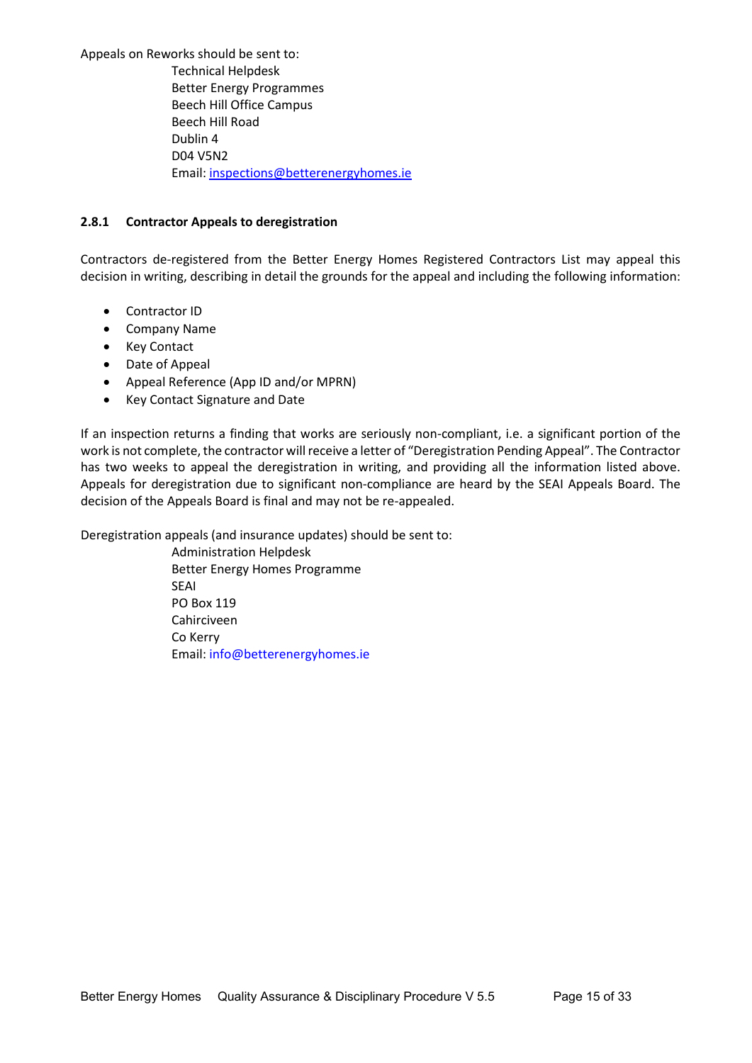Appeals on Reworks should be sent to:

Technical Helpdesk
Better Energy Programmes
Beech Hill Office Campus
Beech Hill Road
Dublin 4
D04 V5N2
Email: inspections@betterenergyhomes.ie

### 2.8.1 Contractor Appeals to deregistration

Contractors de-registered from the Better Energy Homes Registered Contractors List may appeal this decision in writing, describing in detail the grounds for the appeal and including the following information:

- Contractor ID
- Company Name
- Key Contact
- Date of Appeal
- Appeal Reference (App ID and/or MPRN)
- Key Contact Signature and Date

If an inspection returns a finding that works are seriously non-compliant, i.e. a significant portion of the work is not complete, the contractor will receive a letter of "Deregistration Pending Appeal". The Contractor has two weeks to appeal the deregistration in writing, and providing all the information listed above. Appeals for deregistration due to significant non-compliance are heard by the SEAI Appeals Board. The decision of the Appeals Board is final and may not be re-appealed.

Deregistration appeals (and insurance updates) should be sent to:

Administration Helpdesk
Better Energy Homes Programme
SEAI
PO Box 119
Cahirciveen
Co Kerry
Email: info@betterenergyhomes.ie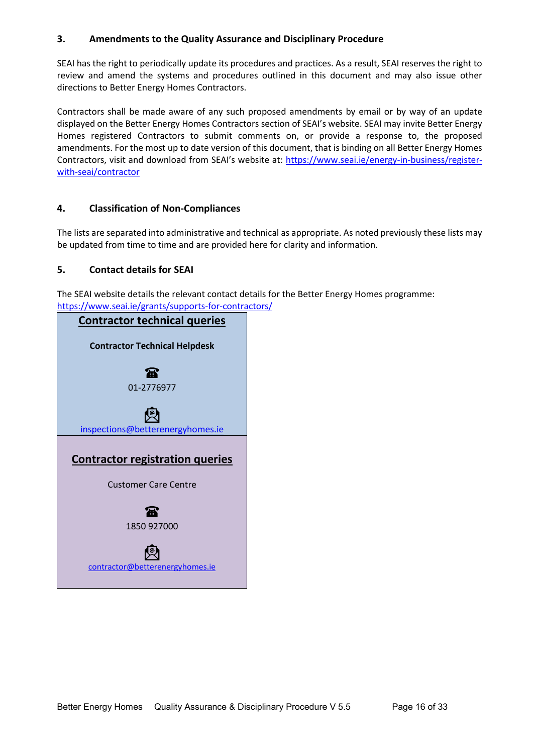## 3. Amendments to the Quality Assurance and Disciplinary Procedure

SEAI has the right to periodically update its procedures and practices. As a result, SEAI reserves the right to review and amend the systems and procedures outlined in this document and may also issue other directions to Better Energy Homes Contractors.

Contractors shall be made aware of any such proposed amendments by email or by way of an update displayed on the Better Energy Homes Contractors section of SEAI's website. SEAI may invite Better Energy Homes registered Contractors to submit comments on, or provide a response to, the proposed amendments. For the most up to date version of this document, that is binding on all Better Energy Homes Contractors, visit and download from SEAI's website at: https://www.seai.ie/energy-in-business/register-with-seai/contractor

## 4. Classification of Non-Compliances

The lists are separated into administrative and technical as appropriate. As noted previously these lists may be updated from time to time and are provided here for clarity and information.

## 5. Contact details for SEAI

The SEAI website details the relevant contact details for the Better Energy Homes programme: https://www.seai.ie/grants/supports-for-contractors/

**Contractor technical queries**

**Contractor Technical Helpdesk**

☎ 01-2776977

inspections@betterenergyhomes.ie

**Contractor registration queries**

Customer Care Centre

☎ 1850 927000

contractor@betterenergyhomes.ie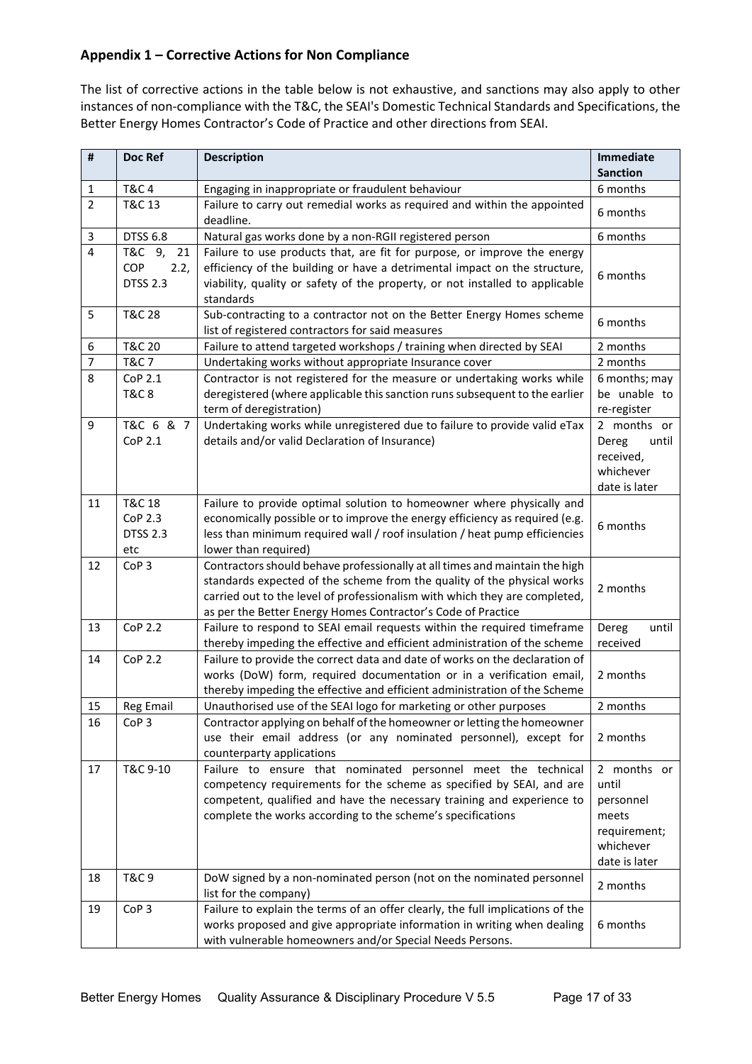## Appendix 1 – Corrective Actions for Non Compliance

The list of corrective actions in the table below is not exhaustive, and sanctions may also apply to other instances of non-compliance with the T&C, the SEAI's Domestic Technical Standards and Specifications, the Better Energy Homes Contractor's Code of Practice and other directions from SEAI.

| # | Doc Ref | Description | Immediate Sanction |
|---|---|---|---|
| 1 | T&C 4 | Engaging in inappropriate or fraudulent behaviour | 6 months |
| 2 | T&C 13 | Failure to carry out remedial works as required and within the appointed deadline. | 6 months |
| 3 | DTSS 6.8 | Natural gas works done by a non-RGII registered person | 6 months |
| 4 | T&C 9, 21 COP 2.2, DTSS 2.3 | Failure to use products that, are fit for purpose, or improve the energy efficiency of the building or have a detrimental impact on the structure, viability, quality or safety of the property, or not installed to applicable standards | 6 months |
| 5 | T&C 28 | Sub-contracting to a contractor not on the Better Energy Homes scheme list of registered contractors for said measures | 6 months |
| 6 | T&C 20 | Failure to attend targeted workshops / training when directed by SEAI | 2 months |
| 7 | T&C 7 | Undertaking works without appropriate Insurance cover | 2 months |
| 8 | CoP 2.1 T&C 8 | Contractor is not registered for the measure or undertaking works while deregistered (where applicable this sanction runs subsequent to the earlier term of deregistration) | 6 months; may be unable to re-register |
| 9 | T&C 6 & 7 CoP 2.1 | Undertaking works while unregistered due to failure to provide valid eTax details and/or valid Declaration of Insurance) | 2 months or Dereg until received, whichever date is later |
| 11 | T&C 18 CoP 2.3 DTSS 2.3 etc | Failure to provide optimal solution to homeowner where physically and economically possible or to improve the energy efficiency as required (e.g. less than minimum required wall / roof insulation / heat pump efficiencies lower than required) | 6 months |
| 12 | CoP 3 | Contractors should behave professionally at all times and maintain the high standards expected of the scheme from the quality of the physical works carried out to the level of professionalism with which they are completed, as per the Better Energy Homes Contractor's Code of Practice | 2 months |
| 13 | CoP 2.2 | Failure to respond to SEAI email requests within the required timeframe thereby impeding the effective and efficient administration of the scheme | Dereg until received |
| 14 | CoP 2.2 | Failure to provide the correct data and date of works on the declaration of works (DoW) form, required documentation or in a verification email, thereby impeding the effective and efficient administration of the Scheme | 2 months |
| 15 | Reg Email | Unauthorised use of the SEAI logo for marketing or other purposes | 2 months |
| 16 | CoP 3 | Contractor applying on behalf of the homeowner or letting the homeowner use their email address (or any nominated personnel), except for counterparty applications | 2 months |
| 17 | T&C 9-10 | Failure to ensure that nominated personnel meet the technical competency requirements for the scheme as specified by SEAI, and are competent, qualified and have the necessary training and experience to complete the works according to the scheme's specifications | 2 months or until personnel meets requirement; whichever date is later |
| 18 | T&C 9 | DoW signed by a non-nominated person (not on the nominated personnel list for the company) | 2 months |
| 19 | CoP 3 | Failure to explain the terms of an offer clearly, the full implications of the works proposed and give appropriate information in writing when dealing with vulnerable homeowners and/or Special Needs Persons. | 6 months |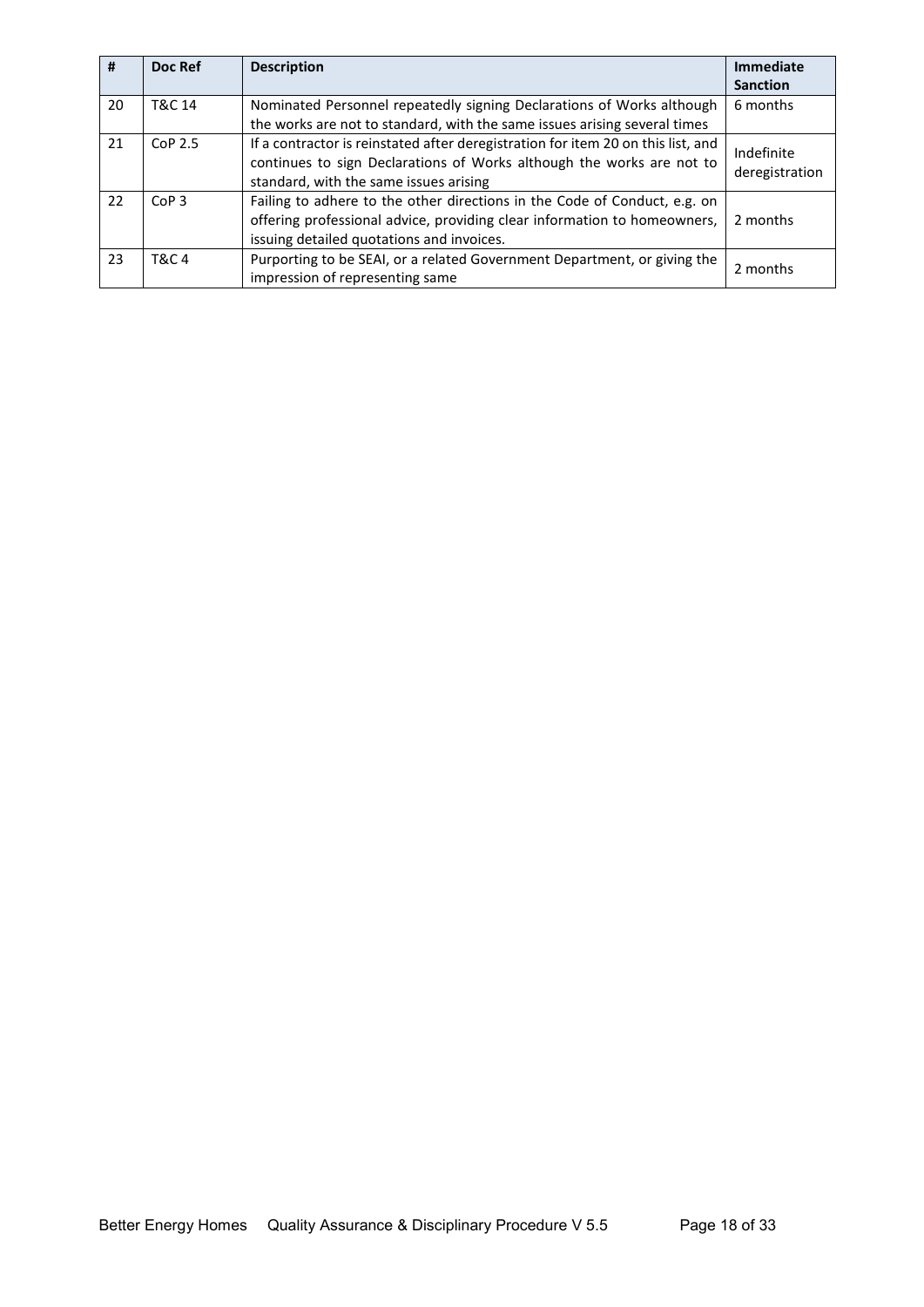| # | Doc Ref | Description | Immediate Sanction |
|---|---|---|---|
| 20 | T&C 14 | Nominated Personnel repeatedly signing Declarations of Works although the works are not to standard, with the same issues arising several times | 6 months |
| 21 | CoP 2.5 | If a contractor is reinstated after deregistration for item 20 on this list, and continues to sign Declarations of Works although the works are not to standard, with the same issues arising | Indefinite deregistration |
| 22 | CoP 3 | Failing to adhere to the other directions in the Code of Conduct, e.g. on offering professional advice, providing clear information to homeowners, issuing detailed quotations and invoices. | 2 months |
| 23 | T&C 4 | Purporting to be SEAI, or a related Government Department, or giving the impression of representing same | 2 months |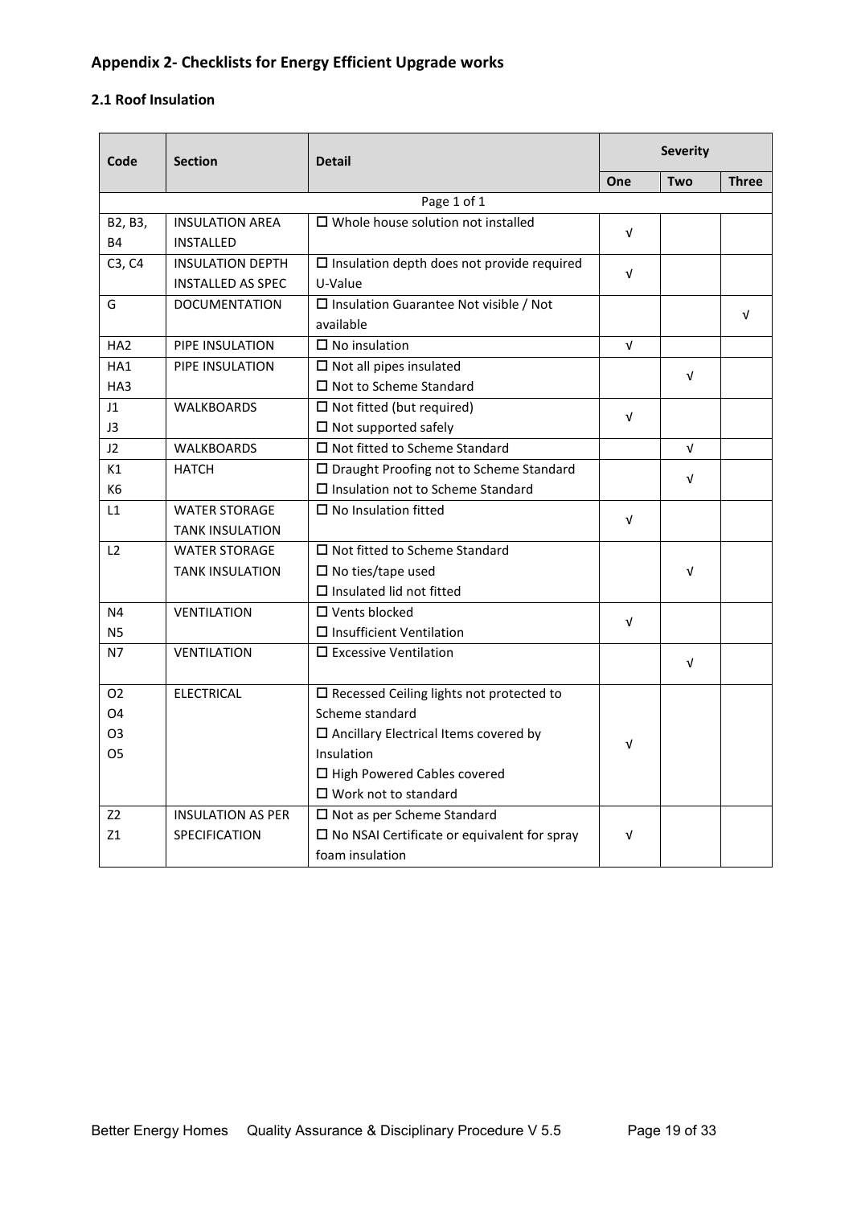## Appendix 2- Checklists for Energy Efficient Upgrade works

### 2.1 Roof Insulation

| Code | Section | Detail | Severity | | |
|---|---|---|---|---|---|
| | | | One | Two | Three |
| | | Page 1 of 1 | | | |
| B2, B3, B4 | INSULATION AREA INSTALLED | ☐ Whole house solution not installed | √ | | |
| C3, C4 | INSULATION DEPTH INSTALLED AS SPEC | ☐ Insulation depth does not provide required U-Value | √ | | |
| G | DOCUMENTATION | ☐ Insulation Guarantee Not visible / Not available | | | √ |
| HA2 | PIPE INSULATION | ☐ No insulation | √ | | |
| HA1<br>HA3 | PIPE INSULATION | ☐ Not all pipes insulated<br>☐ Not to Scheme Standard | | √ | |
| J1<br>J3 | WALKBOARDS | ☐ Not fitted (but required)<br>☐ Not supported safely | √ | | |
| J2 | WALKBOARDS | ☐ Not fitted to Scheme Standard | | √ | |
| K1<br>K6 | HATCH | ☐ Draught Proofing not to Scheme Standard<br>☐ Insulation not to Scheme Standard | | √ | |
| L1 | WATER STORAGE TANK INSULATION | ☐ No Insulation fitted | √ | | |
| L2 | WATER STORAGE TANK INSULATION | ☐ Not fitted to Scheme Standard<br>☐ No ties/tape used<br>☐ Insulated lid not fitted | | √ | |
| N4<br>N5 | VENTILATION | ☐ Vents blocked<br>☐ Insufficient Ventilation | √ | | |
| N7 | VENTILATION | ☐ Excessive Ventilation | | √ | |
| O2<br>O4<br>O3<br>O5 | ELECTRICAL | ☐ Recessed Ceiling lights not protected to Scheme standard<br>☐ Ancillary Electrical Items covered by Insulation<br>☐ High Powered Cables covered<br>☐ Work not to standard | √ | | |
| Z2<br>Z1 | INSULATION AS PER SPECIFICATION | ☐ Not as per Scheme Standard<br>☐ No NSAI Certificate or equivalent for spray foam insulation | √ | | |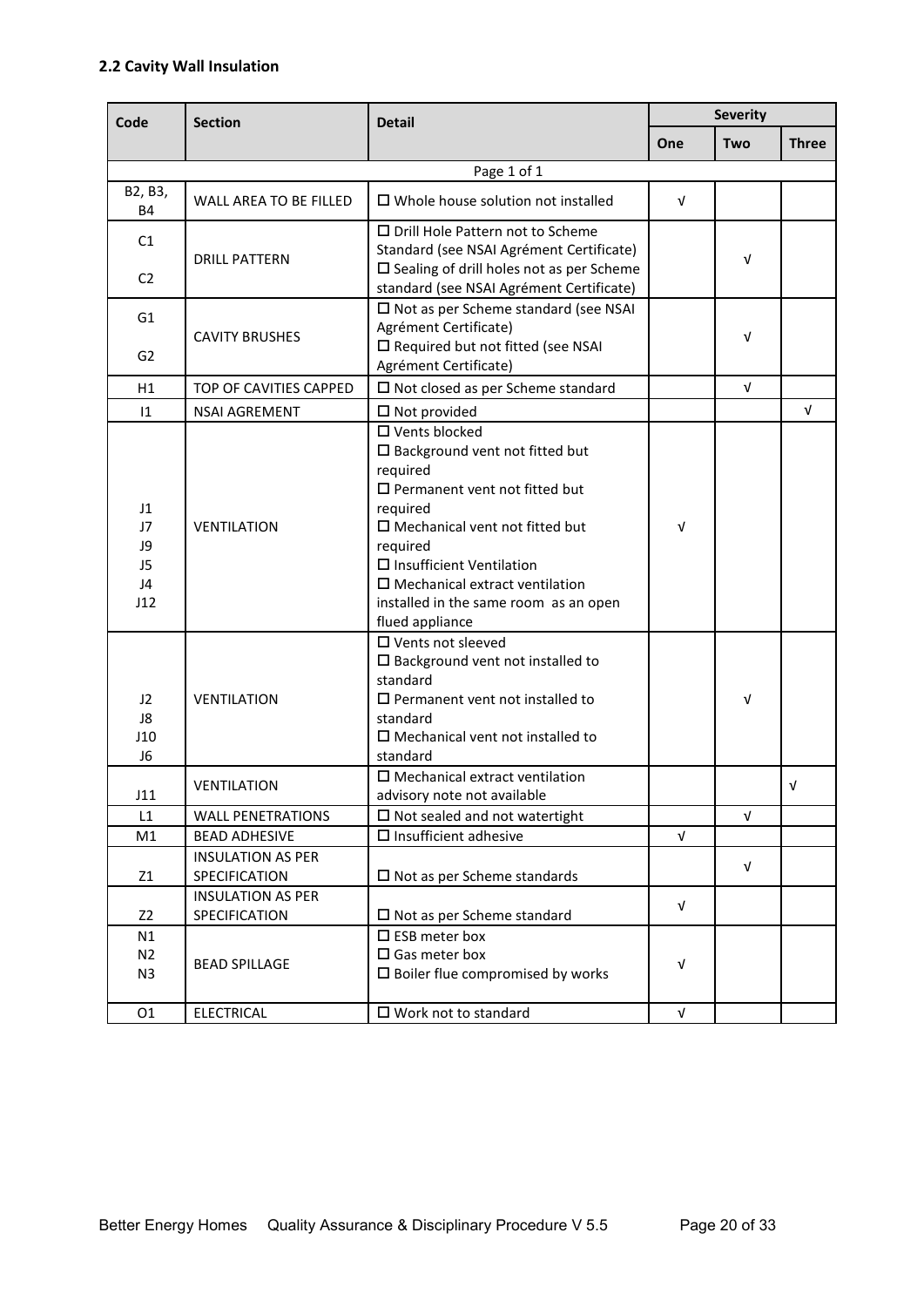### 2.2 Cavity Wall Insulation

| Code | Section | Detail | Severity | | |
|---|---|---|---|---|---|
| | | | One | Two | Three |
| | | Page 1 of 1 | | | |
| B2, B3, B4 | WALL AREA TO BE FILLED | ☐ Whole house solution not installed | √ | | |
| C1<br>C2 | DRILL PATTERN | ☐ Drill Hole Pattern not to Scheme Standard (see NSAI Agrément Certificate)<br>☐ Sealing of drill holes not as per Scheme standard (see NSAI Agrément Certificate) | | √ | |
| G1<br>G2 | CAVITY BRUSHES | ☐ Not as per Scheme standard (see NSAI Agrément Certificate)<br>☐ Required but not fitted (see NSAI Agrément Certificate) | | √ | |
| H1 | TOP OF CAVITIES CAPPED | ☐ Not closed as per Scheme standard | | √ | |
| I1 | NSAI AGREMENT | ☐ Not provided | | | √ |
| J1<br>J7<br>J9<br>J5<br>J4<br>J12 | VENTILATION | ☐ Vents blocked<br>☐ Background vent not fitted but required<br>☐ Permanent vent not fitted but required<br>☐ Mechanical vent not fitted but required<br>☐ Insufficient Ventilation<br>☐ Mechanical extract ventilation installed in the same room as an open flued appliance | √ | | |
| J2<br>J8<br>J10<br>J6 | VENTILATION | ☐ Vents not sleeved<br>☐ Background vent not installed to standard<br>☐ Permanent vent not installed to standard<br>☐ Mechanical vent not installed to standard | | √ | |
| J11 | VENTILATION | ☐ Mechanical extract ventilation advisory note not available | | | √ |
| L1 | WALL PENETRATIONS | ☐ Not sealed and not watertight | | √ | |
| M1 | BEAD ADHESIVE | ☐ Insufficient adhesive | √ | | |
| Z1 | INSULATION AS PER SPECIFICATION | ☐ Not as per Scheme standards | | √ | |
| Z2 | INSULATION AS PER SPECIFICATION | ☐ Not as per Scheme standard | √ | | |
| N1<br>N2<br>N3 | BEAD SPILLAGE | ☐ ESB meter box<br>☐ Gas meter box<br>☐ Boiler flue compromised by works | √ | | |
| O1 | ELECTRICAL | ☐ Work not to standard | √ | | |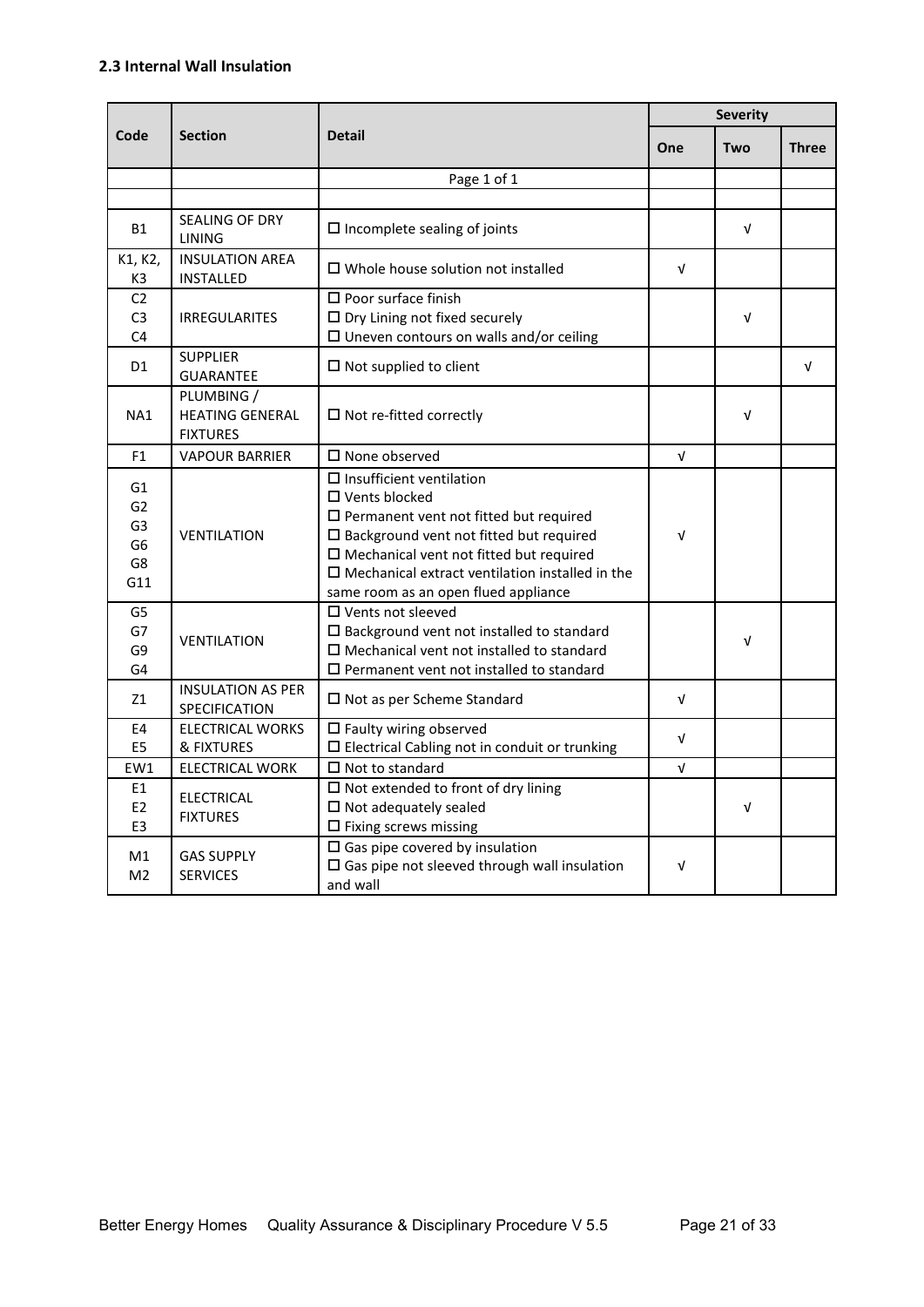### 2.3 Internal Wall Insulation

| Code | Section | Detail | Severity | | |
|---|---|---|---|---|---|
| | | | One | Two | Three |
| | | Page 1 of 1 | | | |
| | | | | | |
| B1 | SEALING OF DRY LINING | ☐ Incomplete sealing of joints | | √ | |
| K1, K2, K3 | INSULATION AREA INSTALLED | ☐ Whole house solution not installed | √ | | |
| C2<br>C3<br>C4 | IRREGULARITES | ☐ Poor surface finish<br>☐ Dry Lining not fixed securely<br>☐ Uneven contours on walls and/or ceiling | | √ | |
| D1 | SUPPLIER GUARANTEE | ☐ Not supplied to client | | | √ |
| NA1 | PLUMBING / HEATING GENERAL FIXTURES | ☐ Not re-fitted correctly | | √ | |
| F1 | VAPOUR BARRIER | ☐ None observed | √ | | |
| G1<br>G2<br>G3<br>G6<br>G8<br>G11 | VENTILATION | ☐ Insufficient ventilation<br>☐ Vents blocked<br>☐ Permanent vent not fitted but required<br>☐ Background vent not fitted but required<br>☐ Mechanical vent not fitted but required<br>☐ Mechanical extract ventilation installed in the same room as an open flued appliance | √ | | |
| G5<br>G7<br>G9<br>G4 | VENTILATION | ☐ Vents not sleeved<br>☐ Background vent not installed to standard<br>☐ Mechanical vent not installed to standard<br>☐ Permanent vent not installed to standard | | √ | |
| Z1 | INSULATION AS PER SPECIFICATION | ☐ Not as per Scheme Standard | √ | | |
| E4<br>E5 | ELECTRICAL WORKS & FIXTURES | ☐ Faulty wiring observed<br>☐ Electrical Cabling not in conduit or trunking | √ | | |
| EW1 | ELECTRICAL WORK | ☐ Not to standard | √ | | |
| E1<br>E2<br>E3 | ELECTRICAL FIXTURES | ☐ Not extended to front of dry lining<br>☐ Not adequately sealed<br>☐ Fixing screws missing | | √ | |
| M1<br>M2 | GAS SUPPLY SERVICES | ☐ Gas pipe covered by insulation<br>☐ Gas pipe not sleeved through wall insulation and wall | √ | | |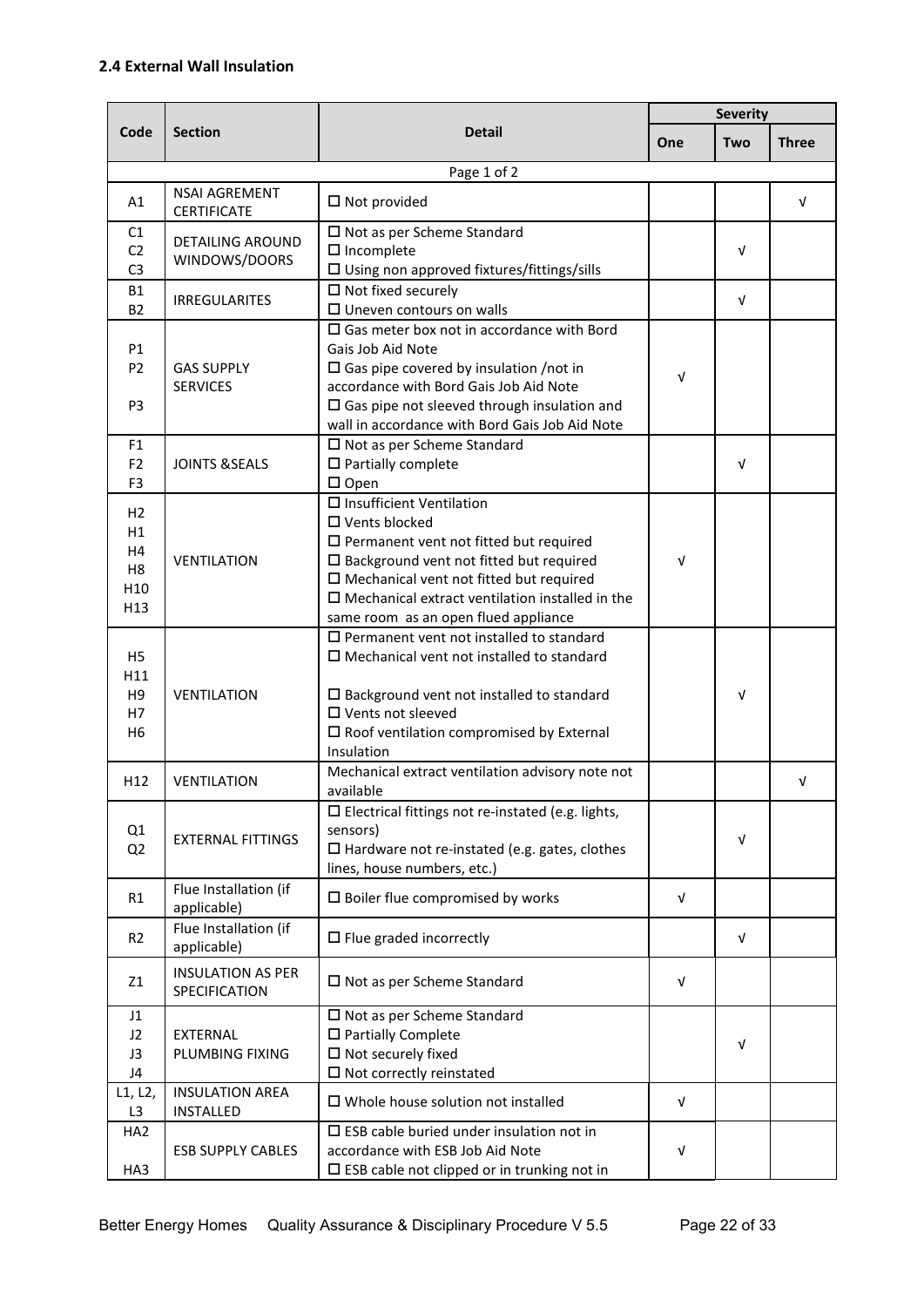### 2.4 External Wall Insulation

| Code | Section | Detail | Severity | | |
|---|---|---|---|---|---|
| | | | One | Two | Three |
| | | Page 1 of 2 | | | |
| A1 | NSAI AGREMENT CERTIFICATE | ☐ Not provided | | | √ |
| C1<br>C2<br>C3 | DETAILING AROUND WINDOWS/DOORS | ☐ Not as per Scheme Standard<br>☐ Incomplete<br>☐ Using non approved fixtures/fittings/sills | | √ | |
| B1<br>B2 | IRREGULARITES | ☐ Not fixed securely<br>☐ Uneven contours on walls | | √ | |
| P1<br>P2<br>P3 | GAS SUPPLY SERVICES | ☐ Gas meter box not in accordance with Bord Gais Job Aid Note<br>☐ Gas pipe covered by insulation /not in accordance with Bord Gais Job Aid Note<br>☐ Gas pipe not sleeved through insulation and wall in accordance with Bord Gais Job Aid Note | √ | | |
| F1<br>F2<br>F3 | JOINTS &SEALS | ☐ Not as per Scheme Standard<br>☐ Partially complete<br>☐ Open | | √ | |
| H2<br>H1<br>H4<br>H8<br>H10<br>H13 | VENTILATION | ☐ Insufficient Ventilation<br>☐ Vents blocked<br>☐ Permanent vent not fitted but required<br>☐ Background vent not fitted but required<br>☐ Mechanical vent not fitted but required<br>☐ Mechanical extract ventilation installed in the same room as an open flued appliance | √ | | |
| H5<br>H11<br>H9<br>H7<br>H6 | VENTILATION | ☐ Permanent vent not installed to standard<br>☐ Mechanical vent not installed to standard<br>☐ Background vent not installed to standard<br>☐ Vents not sleeved<br>☐ Roof ventilation compromised by External Insulation | | √ | |
| H12 | VENTILATION | Mechanical extract ventilation advisory note not available | | | √ |
| Q1<br>Q2 | EXTERNAL FITTINGS | ☐ Electrical fittings not re-instated (e.g. lights, sensors)<br>☐ Hardware not re-instated (e.g. gates, clothes lines, house numbers, etc.) | | √ | |
| R1 | Flue Installation (if applicable) | ☐ Boiler flue compromised by works | √ | | |
| R2 | Flue Installation (if applicable) | ☐ Flue graded incorrectly | | √ | |
| Z1 | INSULATION AS PER SPECIFICATION | ☐ Not as per Scheme Standard | √ | | |
| J1<br>J2<br>J3<br>J4 | EXTERNAL PLUMBING FIXING | ☐ Not as per Scheme Standard<br>☐ Partially Complete<br>☐ Not securely fixed<br>☐ Not correctly reinstated | | √ | |
| L1, L2, L3 | INSULATION AREA INSTALLED | ☐ Whole house solution not installed | √ | | |
| HA2<br>HA3 | ESB SUPPLY CABLES | ☐ ESB cable buried under insulation not in accordance with ESB Job Aid Note<br>☐ ESB cable not clipped or in trunking not in | √ | | |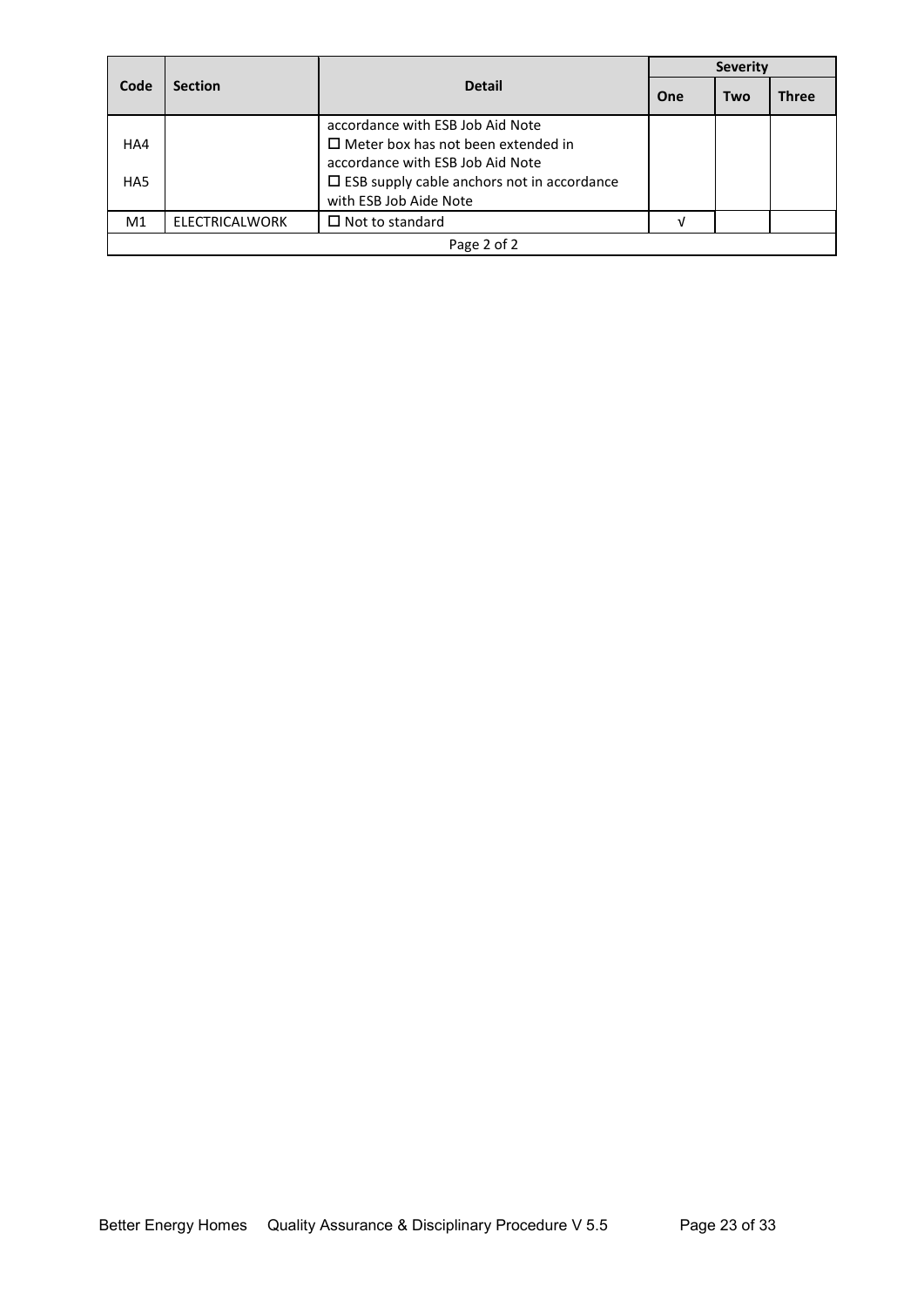| Code | Section | Detail | Severity | | |
|---|---|---|---|---|---|
| | | | One | Two | Three |
| | | accordance with ESB Job Aid Note | | | |
| HA4 | | ☐ Meter box has not been extended in accordance with ESB Job Aid Note | | | |
| HA5 | | ☐ ESB supply cable anchors not in accordance with ESB Job Aide Note | | | |
| M1 | ELECTRICALWORK | ☐ Not to standard | √ | | |

Page 2 of 2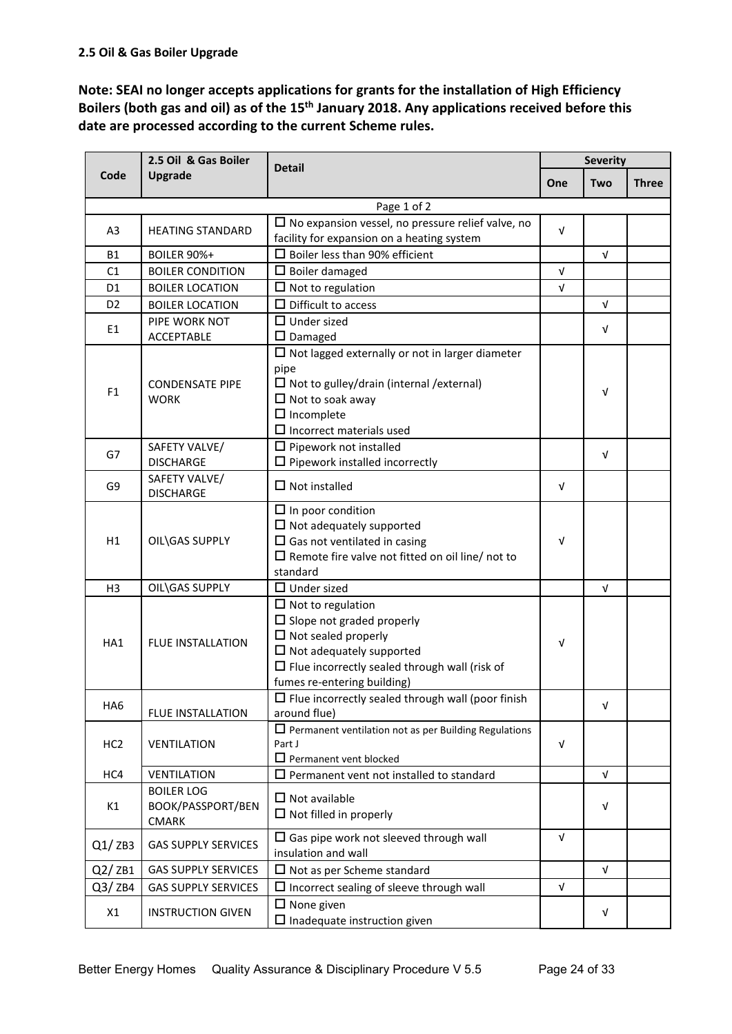**2.5 Oil & Gas Boiler Upgrade**

**Note: SEAI no longer accepts applications for grants for the installation of High Efficiency Boilers (both gas and oil) as of the 15th January 2018. Any applications received before this date are processed according to the current Scheme rules.**

| Code | 2.5 Oil & Gas Boiler Upgrade | Detail | Severity | | |
|---|---|---|---|---|---|
| | | | One | Two | Three |
| | | Page 1 of 2 | | | |
| A3 | HEATING STANDARD | ☐ No expansion vessel, no pressure relief valve, no facility for expansion on a heating system | √ | | |
| B1 | BOILER 90%+ | ☐ Boiler less than 90% efficient | | √ | |
| C1 | BOILER CONDITION | ☐ Boiler damaged | √ | | |
| D1 | BOILER LOCATION | ☐ Not to regulation | √ | | |
| D2 | BOILER LOCATION | ☐ Difficult to access | | √ | |
| E1 | PIPE WORK NOT ACCEPTABLE | ☐ Under sized<br>☐ Damaged | | √ | |
| F1 | CONDENSATE PIPE WORK | ☐ Not lagged externally or not in larger diameter pipe<br>☐ Not to gulley/drain (internal /external)<br>☐ Not to soak away<br>☐ Incomplete<br>☐ Incorrect materials used | | √ | |
| G7 | SAFETY VALVE/ DISCHARGE | ☐ Pipework not installed<br>☐ Pipework installed incorrectly | | √ | |
| G9 | SAFETY VALVE/ DISCHARGE | ☐ Not installed | √ | | |
| H1 | OIL\GAS SUPPLY | ☐ In poor condition<br>☐ Not adequately supported<br>☐ Gas not ventilated in casing<br>☐ Remote fire valve not fitted on oil line/ not to standard | √ | | |
| H3 | OIL\GAS SUPPLY | ☐ Under sized | | √ | |
| HA1 | FLUE INSTALLATION | ☐ Not to regulation<br>☐ Slope not graded properly<br>☐ Not sealed properly<br>☐ Not adequately supported<br>☐ Flue incorrectly sealed through wall (risk of fumes re-entering building) | √ | | |
| HA6 | FLUE INSTALLATION | ☐ Flue incorrectly sealed through wall (poor finish around flue) | | √ | |
| HC2 | VENTILATION | ☐ Permanent ventilation not as per Building Regulations Part J<br>☐ Permanent vent blocked | √ | | |
| HC4 | VENTILATION | ☐ Permanent vent not installed to standard | | √ | |
| K1 | BOILER LOG BOOK/PASSPORT/BEN CMARK | ☐ Not available<br>☐ Not filled in properly | | √ | |
| Q1/ ZB3 | GAS SUPPLY SERVICES | ☐ Gas pipe work not sleeved through wall insulation and wall | √ | | |
| Q2/ ZB1 | GAS SUPPLY SERVICES | ☐ Not as per Scheme standard | | √ | |
| Q3/ ZB4 | GAS SUPPLY SERVICES | ☐ Incorrect sealing of sleeve through wall | √ | | |
| X1 | INSTRUCTION GIVEN | ☐ None given<br>☐ Inadequate instruction given | | √ | |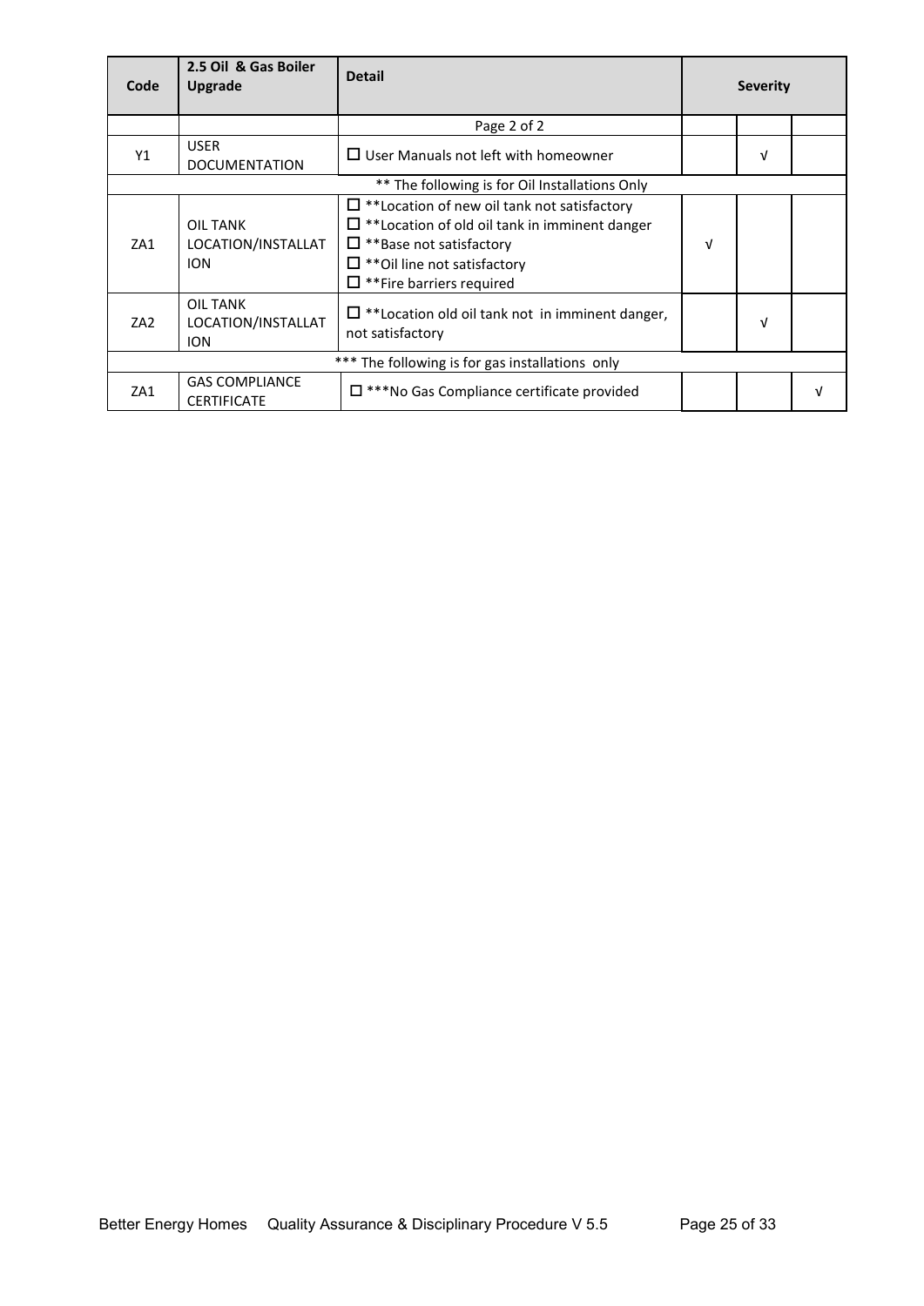| Code | 2.5 Oil & Gas Boiler Upgrade | Detail | Severity | | |
|---|---|---|---|---|---|
| | | Page 2 of 2 | | | |
| Y1 | USER DOCUMENTATION | ☐ User Manuals not left with homeowner | | √ | |
| ** The following is for Oil Installations Only | | | | | |
| ZA1 | OIL TANK LOCATION/INSTALLATION | ☐ **Location of new oil tank not satisfactory<br>☐ **Location of old oil tank in imminent danger<br>☐ **Base not satisfactory<br>☐ **Oil line not satisfactory<br>☐ **Fire barriers required | √ | | |
| ZA2 | OIL TANK LOCATION/INSTALLATION | ☐ **Location old oil tank not in imminent danger, not satisfactory | | √ | |
| *** The following is for gas installations only | | | | | |
| ZA1 | GAS COMPLIANCE CERTIFICATE | ☐ ***No Gas Compliance certificate provided | | | √ |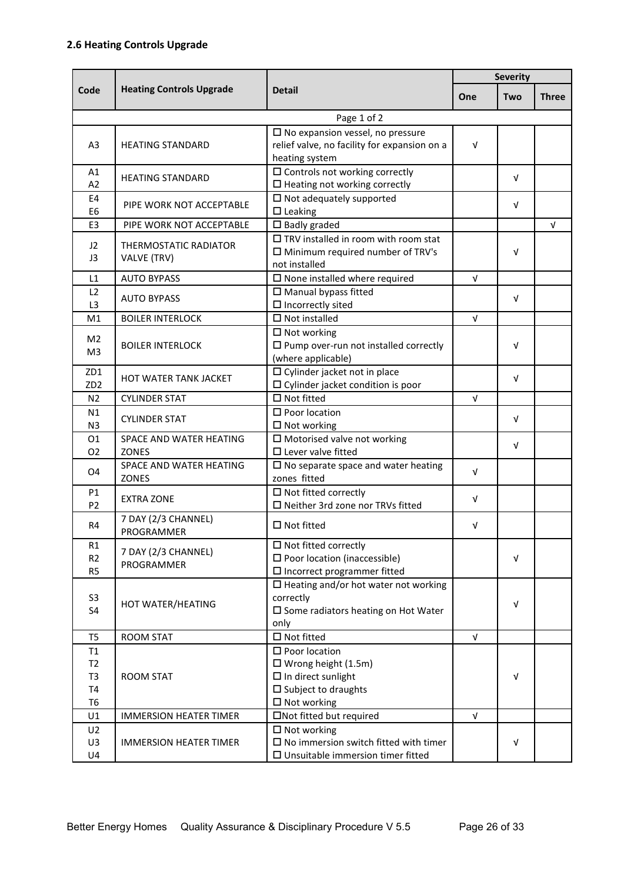**2.6 Heating Controls Upgrade**

| Code | Heating Controls Upgrade | Detail | Severity | | |
|---|---|---|---|---|---|
| | | | One | Two | Three |
| Page 1 of 2 | | | | | |
| A3 | HEATING STANDARD | ☐ No expansion vessel, no pressure relief valve, no facility for expansion on a heating system | √ | | |
| A1<br>A2 | HEATING STANDARD | ☐ Controls not working correctly<br>☐ Heating not working correctly | | √ | |
| E4<br>E6 | PIPE WORK NOT ACCEPTABLE | ☐ Not adequately supported<br>☐ Leaking | | √ | |
| E3 | PIPE WORK NOT ACCEPTABLE | ☐ Badly graded | | | √ |
| J2<br>J3 | THERMOSTATIC RADIATOR VALVE (TRV) | ☐ TRV installed in room with room stat<br>☐ Minimum required number of TRV's not installed | | √ | |
| L1 | AUTO BYPASS | ☐ None installed where required | √ | | |
| L2<br>L3 | AUTO BYPASS | ☐ Manual bypass fitted<br>☐ Incorrectly sited | | √ | |
| M1 | BOILER INTERLOCK | ☐ Not installed | √ | | |
| M2<br>M3 | BOILER INTERLOCK | ☐ Not working<br>☐ Pump over-run not installed correctly (where applicable) | | √ | |
| ZD1<br>ZD2 | HOT WATER TANK JACKET | ☐ Cylinder jacket not in place<br>☐ Cylinder jacket condition is poor | | √ | |
| N2 | CYLINDER STAT | ☐ Not fitted | √ | | |
| N1<br>N3 | CYLINDER STAT | ☐ Poor location<br>☐ Not working | | √ | |
| O1<br>O2 | SPACE AND WATER HEATING ZONES | ☐ Motorised valve not working<br>☐ Lever valve fitted | | √ | |
| O4 | SPACE AND WATER HEATING ZONES | ☐ No separate space and water heating zones fitted | √ | | |
| P1<br>P2 | EXTRA ZONE | ☐ Not fitted correctly<br>☐ Neither 3rd zone nor TRVs fitted | √ | | |
| R4 | 7 DAY (2/3 CHANNEL) PROGRAMMER | ☐ Not fitted | √ | | |
| R1<br>R2<br>R5 | 7 DAY (2/3 CHANNEL) PROGRAMMER | ☐ Not fitted correctly<br>☐ Poor location (inaccessible)<br>☐ Incorrect programmer fitted | | √ | |
| S3<br>S4 | HOT WATER/HEATING | ☐ Heating and/or hot water not working correctly<br>☐ Some radiators heating on Hot Water only | | √ | |
| T5 | ROOM STAT | ☐ Not fitted | √ | | |
| T1<br>T2<br>T3<br>T4<br>T6 | ROOM STAT | ☐ Poor location<br>☐ Wrong height (1.5m)<br>☐ In direct sunlight<br>☐ Subject to draughts<br>☐ Not working | | √ | |
| U1 | IMMERSION HEATER TIMER | ☐Not fitted but required | √ | | |
| U2<br>U3<br>U4 | IMMERSION HEATER TIMER | ☐ Not working<br>☐ No immersion switch fitted with timer<br>☐ Unsuitable immersion timer fitted | | √ | |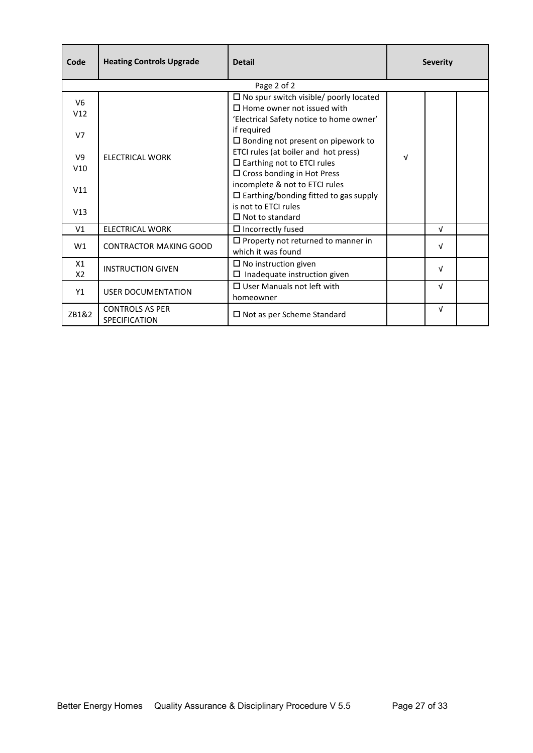| Code | Heating Controls Upgrade | Detail | Severity | | |
|---|---|---|---|---|---|
| Page 2 of 2 | | | | | |
| V6<br>V12<br>V7<br>V9<br>V10<br>V11<br>V13 | ELECTRICAL WORK | ☐ No spur switch visible/ poorly located<br>☐ Home owner not issued with 'Electrical Safety notice to home owner' if required<br>☐ Bonding not present on pipework to ETCI rules (at boiler and hot press)<br>☐ Earthing not to ETCI rules<br>☐ Cross bonding in Hot Press incomplete & not to ETCI rules<br>☐ Earthing/bonding fitted to gas supply is not to ETCI rules<br>☐ Not to standard | √ | | |
| V1 | ELECTRICAL WORK | ☐ Incorrectly fused | | √ | |
| W1 | CONTRACTOR MAKING GOOD | ☐ Property not returned to manner in which it was found | | √ | |
| X1<br>X2 | INSTRUCTION GIVEN | ☐ No instruction given<br>☐ Inadequate instruction given | | √ | |
| Y1 | USER DOCUMENTATION | ☐ User Manuals not left with homeowner | | √ | |
| ZB1&2 | CONTROLS AS PER SPECIFICATION | ☐ Not as per Scheme Standard | | √ | |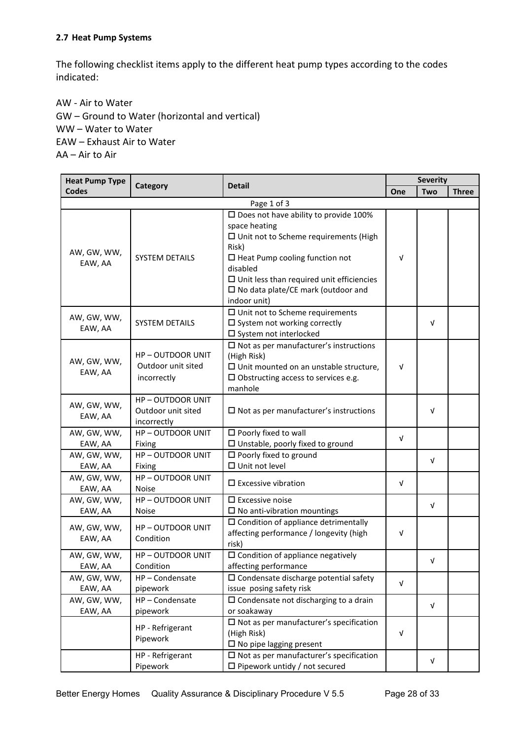### 2.7 Heat Pump Systems

The following checklist items apply to the different heat pump types according to the codes indicated:

AW - Air to Water
GW – Ground to Water (horizontal and vertical)
WW – Water to Water
EAW – Exhaust Air to Water
AA – Air to Air

| Heat Pump Type Codes | Category | Detail | Severity | | |
|---|---|---|---|---|---|
| | | | One | Two | Three |
| | | Page 1 of 3 | | | |
| AW, GW, WW, EAW, AA | SYSTEM DETAILS | ☐ Does not have ability to provide 100% space heating<br>☐ Unit not to Scheme requirements (High Risk)<br>☐ Heat Pump cooling function not disabled<br>☐ Unit less than required unit efficiencies<br>☐ No data plate/CE mark (outdoor and indoor unit) | √ | | |
| AW, GW, WW, EAW, AA | SYSTEM DETAILS | ☐ Unit not to Scheme requirements<br>☐ System not working correctly<br>☐ System not interlocked | | √ | |
| AW, GW, WW, EAW, AA | HP – OUTDOOR UNIT Outdoor unit sited incorrectly | ☐ Not as per manufacturer's instructions (High Risk)<br>☐ Unit mounted on an unstable structure,<br>☐ Obstructing access to services e.g. manhole | √ | | |
| AW, GW, WW, EAW, AA | HP – OUTDOOR UNIT Outdoor unit sited incorrectly | ☐ Not as per manufacturer's instructions | | √ | |
| AW, GW, WW, EAW, AA | HP – OUTDOOR UNIT Fixing | ☐ Poorly fixed to wall<br>☐ Unstable, poorly fixed to ground | √ | | |
| AW, GW, WW, EAW, AA | HP – OUTDOOR UNIT Fixing | ☐ Poorly fixed to ground<br>☐ Unit not level | | √ | |
| AW, GW, WW, EAW, AA | HP – OUTDOOR UNIT Noise | ☐ Excessive vibration | √ | | |
| AW, GW, WW, EAW, AA | HP – OUTDOOR UNIT Noise | ☐ Excessive noise<br>☐ No anti-vibration mountings | | √ | |
| AW, GW, WW, EAW, AA | HP – OUTDOOR UNIT Condition | ☐ Condition of appliance detrimentally affecting performance / longevity (high risk) | √ | | |
| AW, GW, WW, EAW, AA | HP – OUTDOOR UNIT Condition | ☐ Condition of appliance negatively affecting performance | | √ | |
| AW, GW, WW, EAW, AA | HP – Condensate pipework | ☐ Condensate discharge potential safety issue posing safety risk | √ | | |
| AW, GW, WW, EAW, AA | HP – Condensate pipework | ☐ Condensate not discharging to a drain or soakaway | | √ | |
| | HP - Refrigerant Pipework | ☐ Not as per manufacturer's specification (High Risk)<br>☐ No pipe lagging present | √ | | |
| | HP - Refrigerant Pipework | ☐ Not as per manufacturer's specification<br>☐ Pipework untidy / not secured | | √ | |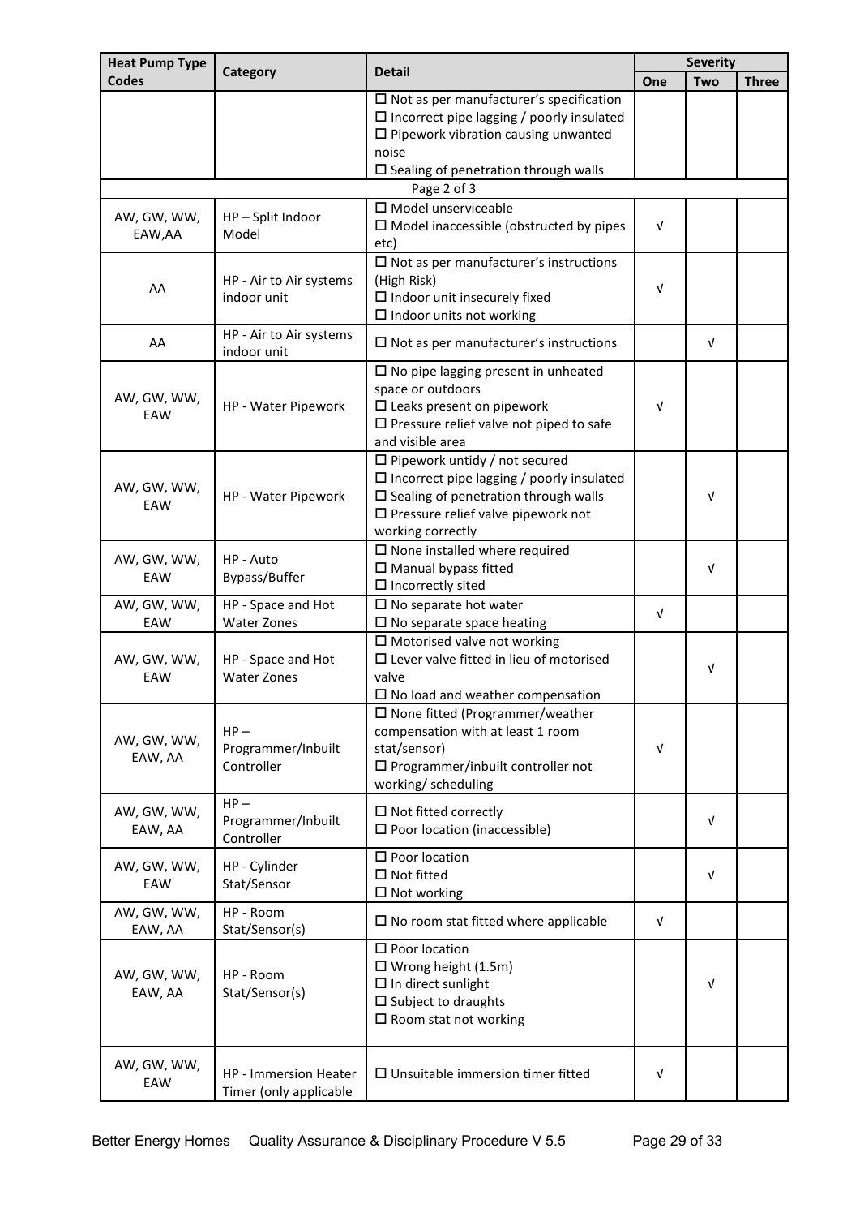| Heat Pump Type Codes | Category | Detail | Severity | | |
|---|---|---|---|---|---|
| | | | One | Two | Three |
| | | ☐ Not as per manufacturer's specification<br>☐ Incorrect pipe lagging / poorly insulated<br>☐ Pipework vibration causing unwanted noise<br>☐ Sealing of penetration through walls | | | |
| | | Page 2 of 3 | | | |
| AW, GW, WW, EAW,AA | HP – Split Indoor Model | ☐ Model unserviceable<br>☐ Model inaccessible (obstructed by pipes etc) | √ | | |
| AA | HP - Air to Air systems indoor unit | ☐ Not as per manufacturer's instructions (High Risk)<br>☐ Indoor unit insecurely fixed<br>☐ Indoor units not working | √ | | |
| AA | HP - Air to Air systems indoor unit | ☐ Not as per manufacturer's instructions | | √ | |
| AW, GW, WW, EAW | HP - Water Pipework | ☐ No pipe lagging present in unheated space or outdoors<br>☐ Leaks present on pipework<br>☐ Pressure relief valve not piped to safe and visible area | √ | | |
| AW, GW, WW, EAW | HP - Water Pipework | ☐ Pipework untidy / not secured<br>☐ Incorrect pipe lagging / poorly insulated<br>☐ Sealing of penetration through walls<br>☐ Pressure relief valve pipework not working correctly | | √ | |
| AW, GW, WW, EAW | HP - Auto Bypass/Buffer | ☐ None installed where required<br>☐ Manual bypass fitted<br>☐ Incorrectly sited | | √ | |
| AW, GW, WW, EAW | HP - Space and Hot Water Zones | ☐ No separate hot water<br>☐ No separate space heating | √ | | |
| AW, GW, WW, EAW | HP - Space and Hot Water Zones | ☐ Motorised valve not working<br>☐ Lever valve fitted in lieu of motorised valve<br>☐ No load and weather compensation | | √ | |
| AW, GW, WW, EAW, AA | HP – Programmer/Inbuilt Controller | ☐ None fitted (Programmer/weather compensation with at least 1 room stat/sensor)<br>☐ Programmer/inbuilt controller not working/ scheduling | √ | | |
| AW, GW, WW, EAW, AA | HP – Programmer/Inbuilt Controller | ☐ Not fitted correctly<br>☐ Poor location (inaccessible) | | √ | |
| AW, GW, WW, EAW | HP - Cylinder Stat/Sensor | ☐ Poor location<br>☐ Not fitted<br>☐ Not working | | √ | |
| AW, GW, WW, EAW, AA | HP - Room Stat/Sensor(s) | ☐ No room stat fitted where applicable | √ | | |
| AW, GW, WW, EAW, AA | HP - Room Stat/Sensor(s) | ☐ Poor location<br>☐ Wrong height (1.5m)<br>☐ In direct sunlight<br>☐ Subject to draughts<br>☐ Room stat not working | | √ | |
| AW, GW, WW, EAW | HP - Immersion Heater Timer (only applicable | ☐ Unsuitable immersion timer fitted | √ | | |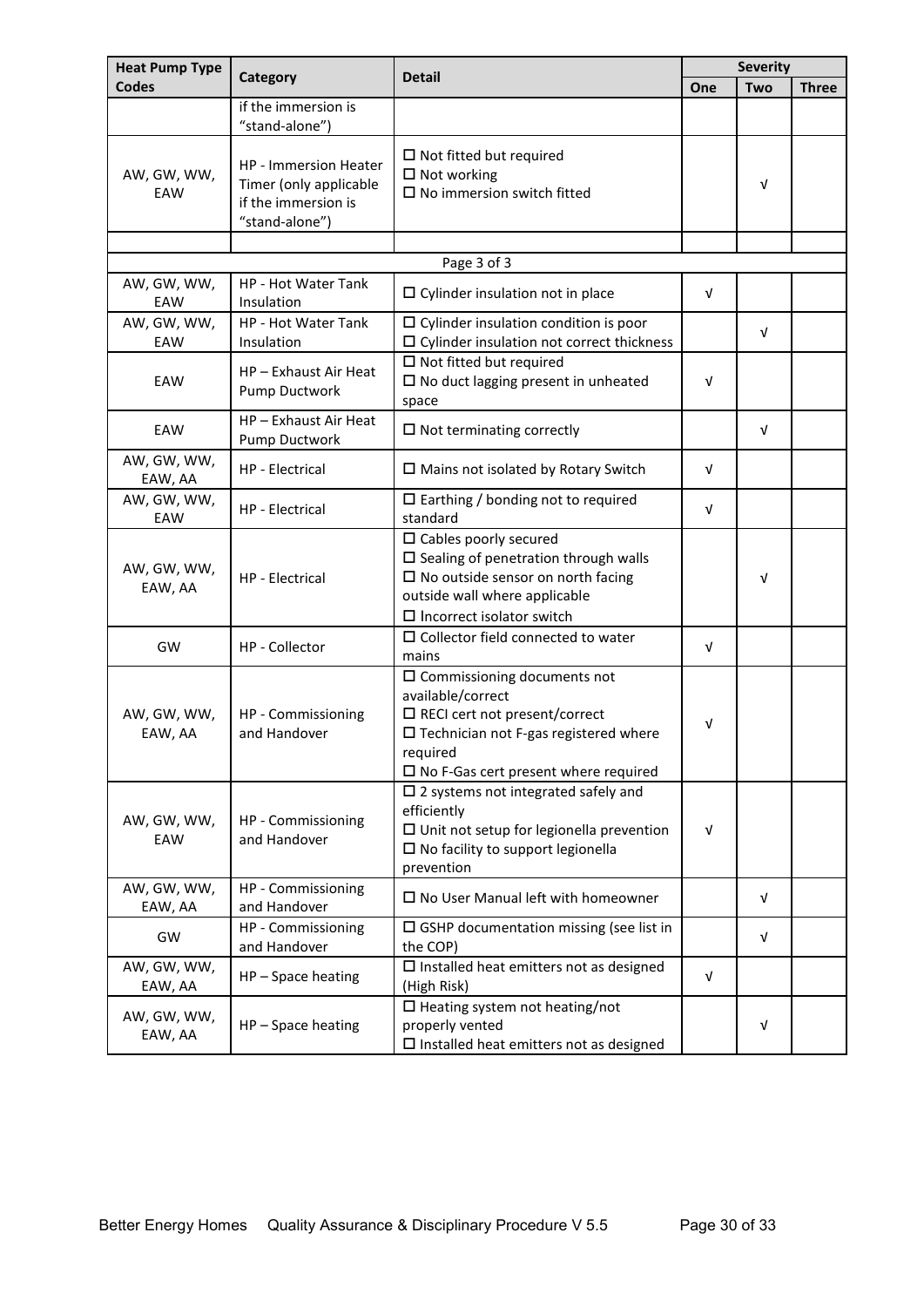| Heat Pump Type Codes | Category | Detail | Severity | | |
|---|---|---|---|---|---|
| | | | One | Two | Three |
| | if the immersion is "stand-alone") | | | | |
| AW, GW, WW, EAW | HP - Immersion Heater Timer (only applicable if the immersion is "stand-alone") | ☐ Not fitted but required<br>☐ Not working<br>☐ No immersion switch fitted | | √ | |
| | | | | | |
| | | Page 3 of 3 | | | |
| AW, GW, WW, EAW | HP - Hot Water Tank Insulation | ☐ Cylinder insulation not in place | √ | | |
| AW, GW, WW, EAW | HP - Hot Water Tank Insulation | ☐ Cylinder insulation condition is poor<br>☐ Cylinder insulation not correct thickness | | √ | |
| EAW | HP – Exhaust Air Heat Pump Ductwork | ☐ Not fitted but required<br>☐ No duct lagging present in unheated space | √ | | |
| EAW | HP – Exhaust Air Heat Pump Ductwork | ☐ Not terminating correctly | | √ | |
| AW, GW, WW, EAW, AA | HP - Electrical | ☐ Mains not isolated by Rotary Switch | √ | | |
| AW, GW, WW, EAW | HP - Electrical | ☐ Earthing / bonding not to required standard | √ | | |
| AW, GW, WW, EAW, AA | HP - Electrical | ☐ Cables poorly secured<br>☐ Sealing of penetration through walls<br>☐ No outside sensor on north facing outside wall where applicable<br>☐ Incorrect isolator switch | | √ | |
| GW | HP - Collector | ☐ Collector field connected to water mains | √ | | |
| AW, GW, WW, EAW, AA | HP - Commissioning and Handover | ☐ Commissioning documents not available/correct<br>☐ RECI cert not present/correct<br>☐ Technician not F-gas registered where required<br>☐ No F-Gas cert present where required | √ | | |
| AW, GW, WW, EAW | HP - Commissioning and Handover | ☐ 2 systems not integrated safely and efficiently<br>☐ Unit not setup for legionella prevention<br>☐ No facility to support legionella prevention | √ | | |
| AW, GW, WW, EAW, AA | HP - Commissioning and Handover | ☐ No User Manual left with homeowner | | √ | |
| GW | HP - Commissioning and Handover | ☐ GSHP documentation missing (see list in the COP) | | √ | |
| AW, GW, WW, EAW, AA | HP – Space heating | ☐ Installed heat emitters not as designed (High Risk) | √ | | |
| AW, GW, WW, EAW, AA | HP – Space heating | ☐ Heating system not heating/not properly vented<br>☐ Installed heat emitters not as designed | | √ | |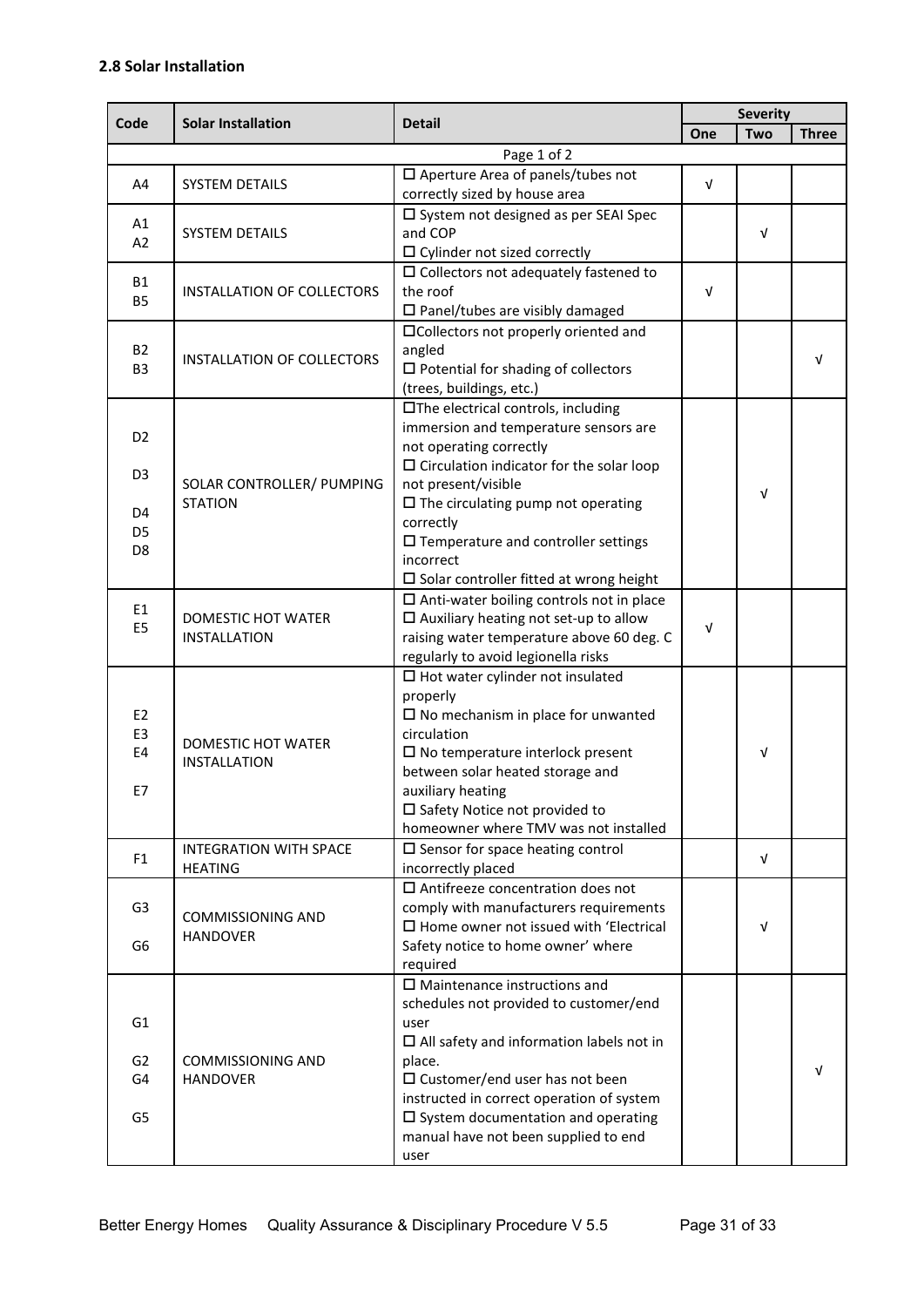## 2.8 Solar Installation

| Code | Solar Installation | Detail | Severity | | |
|---|---|---|---|---|---|
| | | | One | Two | Three |
| Page 1 of 2 | | | | | |
| A4 | SYSTEM DETAILS | ☐ Aperture Area of panels/tubes not correctly sized by house area | √ | | |
| A1<br>A2 | SYSTEM DETAILS | ☐ System not designed as per SEAI Spec and COP<br>☐ Cylinder not sized correctly | | √ | |
| B1<br>B5 | INSTALLATION OF COLLECTORS | ☐ Collectors not adequately fastened to the roof<br>☐ Panel/tubes are visibly damaged | √ | | |
| B2<br>B3 | INSTALLATION OF COLLECTORS | ☐Collectors not properly oriented and angled<br>☐ Potential for shading of collectors (trees, buildings, etc.) | | | √ |
| D2<br>D3<br>D4<br>D5<br>D8 | SOLAR CONTROLLER/ PUMPING STATION | ☐The electrical controls, including immersion and temperature sensors are not operating correctly<br>☐ Circulation indicator for the solar loop not present/visible<br>☐ The circulating pump not operating correctly<br>☐ Temperature and controller settings incorrect<br>☐ Solar controller fitted at wrong height | | √ | |
| E1<br>E5 | DOMESTIC HOT WATER INSTALLATION | ☐ Anti-water boiling controls not in place<br>☐ Auxiliary heating not set-up to allow raising water temperature above 60 deg. C regularly to avoid legionella risks | √ | | |
| E2<br>E3<br>E4<br>E7 | DOMESTIC HOT WATER INSTALLATION | ☐ Hot water cylinder not insulated properly<br>☐ No mechanism in place for unwanted circulation<br>☐ No temperature interlock present between solar heated storage and auxiliary heating<br>☐ Safety Notice not provided to homeowner where TMV was not installed | | √ | |
| F1 | INTEGRATION WITH SPACE HEATING | ☐ Sensor for space heating control incorrectly placed | | √ | |
| G3<br>G6 | COMMISSIONING AND HANDOVER | ☐ Antifreeze concentration does not comply with manufacturers requirements<br>☐ Home owner not issued with 'Electrical Safety notice to home owner' where required | | √ | |
| G1<br>G2<br>G4<br>G5 | COMMISSIONING AND HANDOVER | ☐ Maintenance instructions and schedules not provided to customer/end user<br>☐ All safety and information labels not in place.<br>☐ Customer/end user has not been instructed in correct operation of system<br>☐ System documentation and operating manual have not been supplied to end user | | | √ |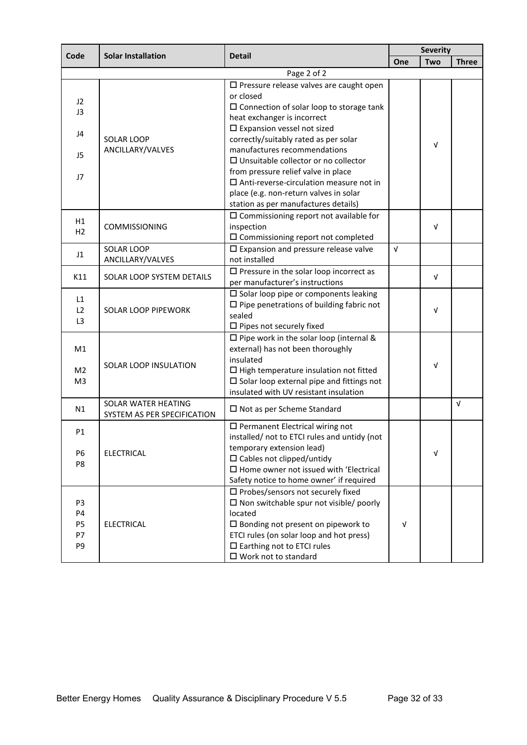| Code | Solar Installation | Detail | Severity | | |
|---|---|---|---|---|---|
| | | | One | Two | Three |
| | | Page 2 of 2 | | | |
| J2<br>J3<br>J4<br>J5<br>J7 | SOLAR LOOP ANCILLARY/VALVES | ☐ Pressure release valves are caught open or closed<br>☐ Connection of solar loop to storage tank heat exchanger is incorrect<br>☐ Expansion vessel not sized correctly/suitably rated as per solar manufactures recommendations<br>☐ Unsuitable collector or no collector from pressure relief valve in place<br>☐ Anti-reverse-circulation measure not in place (e.g. non-return valves in solar station as per manufactures details) | | √ | |
| H1<br>H2 | COMMISSIONING | ☐ Commissioning report not available for inspection<br>☐ Commissioning report not completed | | √ | |
| J1 | SOLAR LOOP ANCILLARY/VALVES | ☐ Expansion and pressure release valve not installed | √ | | |
| K11 | SOLAR LOOP SYSTEM DETAILS | ☐ Pressure in the solar loop incorrect as per manufacturer's instructions | | √ | |
| L1<br>L2<br>L3 | SOLAR LOOP PIPEWORK | ☐ Solar loop pipe or components leaking<br>☐ Pipe penetrations of building fabric not sealed<br>☐ Pipes not securely fixed | | √ | |
| M1<br>M2<br>M3 | SOLAR LOOP INSULATION | ☐ Pipe work in the solar loop (internal & external) has not been thoroughly insulated<br>☐ High temperature insulation not fitted<br>☐ Solar loop external pipe and fittings not insulated with UV resistant insulation | | √ | |
| N1 | SOLAR WATER HEATING SYSTEM AS PER SPECIFICATION | ☐ Not as per Scheme Standard | | | √ |
| P1<br>P6<br>P8 | ELECTRICAL | ☐ Permanent Electrical wiring not installed/ not to ETCI rules and untidy (not temporary extension lead)<br>☐ Cables not clipped/untidy<br>☐ Home owner not issued with 'Electrical Safety notice to home owner' if required | | √ | |
| P3<br>P4<br>P5<br>P7<br>P9 | ELECTRICAL | ☐ Probes/sensors not securely fixed<br>☐ Non switchable spur not visible/ poorly located<br>☐ Bonding not present on pipework to ETCI rules (on solar loop and hot press)<br>☐ Earthing not to ETCI rules<br>☐ Work not to standard | √ | | |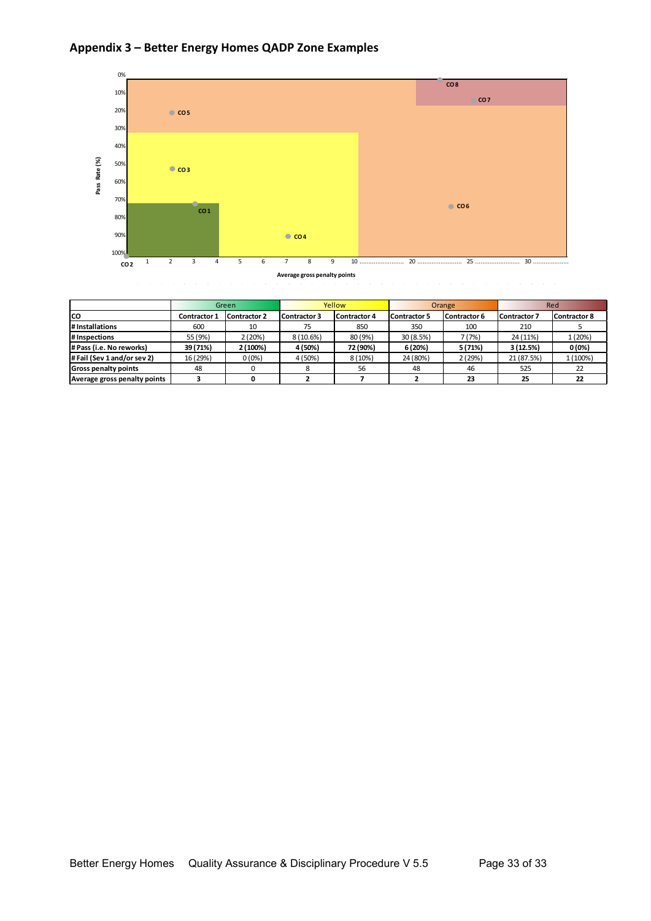# Appendix 3 – Better Energy Homes QADP Zone Examples

Pass Rate (%)

0%
10%
20%
30%
40%
50%
60%
70%
80%
90%
100%

CO 8
CO 7
CO 5
CO 3
CO 1
CO 6
CO 4
CO 2

1 2 3 4 5 6 7 8 9 10 ........................ 20 ........................ 25 ........................ 30 ....................

Average gross penalty points

| | Green | | Yellow | | Orange | | Red | |
|---|---|---|---|---|---|---|---|---|
| **CO** | **Contractor 1** | **Contractor 2** | **Contractor 3** | **Contractor 4** | **Contractor 5** | **Contractor 6** | **Contractor 7** | **Contractor 8** |
| **# Installations** | 600 | 10 | 75 | 850 | 350 | 100 | 210 | 5 |
| **# Inspections** | 55 (9%) | 2 (20%) | 8 (10.6%) | 80 (9%) | 30 (8.5%) | 7 (7%) | 24 (11%) | 1 (20%) |
| **# Pass (i.e. No reworks)** | **39 (71%)** | **2 (100%)** | **4 (50%)** | **72 (90%)** | **6 (20%)** | **5 (71%)** | **3 (12.5%)** | **0 (0%)** |
| **# Fail (Sev 1 and/or sev 2)** | 16 (29%) | 0 (0%) | 4 (50%) | 8 (10%) | 24 (80%) | 2 (29%) | 21 (87.5%) | 1 (100%) |
| **Gross penalty points** | 48 | 0 | 8 | 56 | 48 | 46 | 525 | 22 |
| **Average gross penalty points** | **3** | **0** | **2** | **7** | **2** | **23** | **25** | **22** |